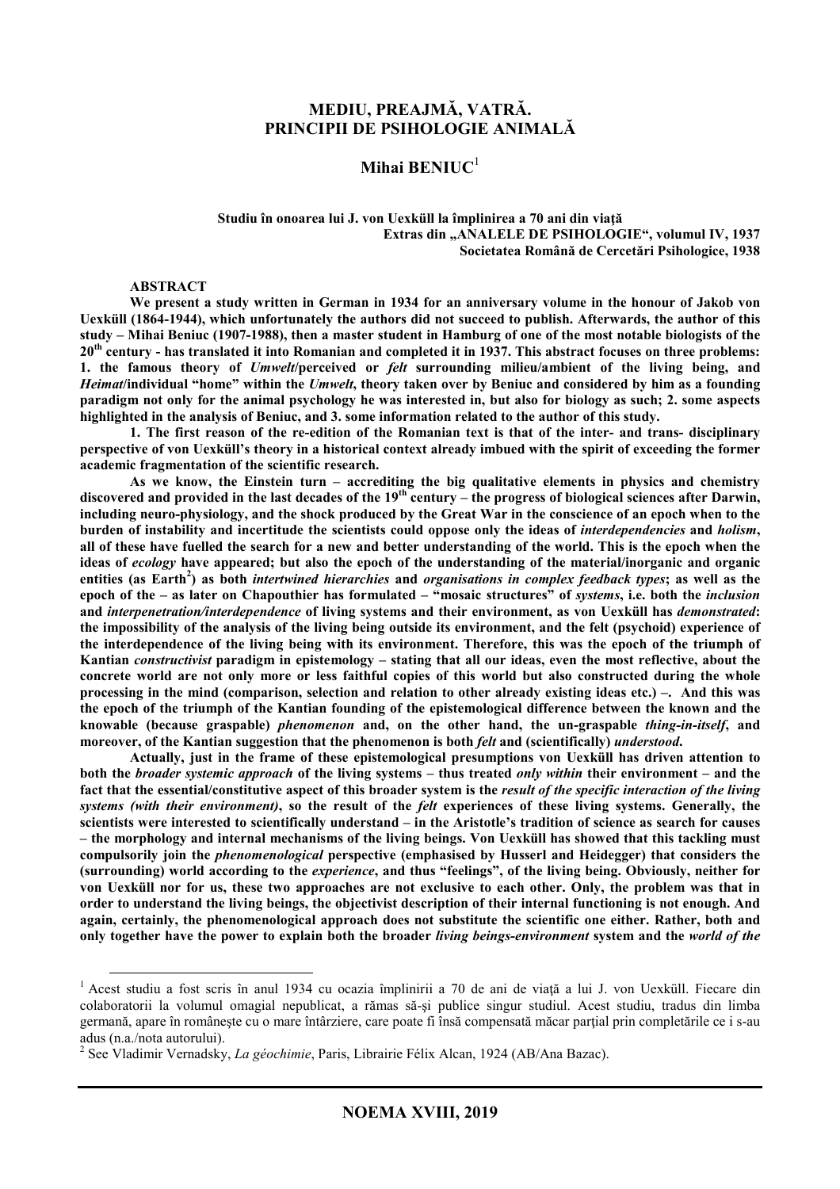# MEDIU, PREAJMĂ, VATRĂ.
# PRINCIPII DE PSIHOLOGIE ANIMALĂ

## Mihai BENIUC[1]

**Studiu în onoarea lui J. von Uexküll la împlinirea a 70 ani din viață**
**Extras din „ANALELE DE PSIHOLOGIE“, volumul IV, 1937**
**Societatea Română de Cercetări Psihologice, 1938**

**ABSTRACT**

**We present a study written in German in 1934 for an anniversary volume in the honour of Jakob von Uexküll (1864-1944), which unfortunately the authors did not succeed to publish. Afterwards, the author of this study – Mihai Beniuc (1907-1988), then a master student in Hamburg of one of the most notable biologists of the 20th century - has translated it into Romanian and completed it in 1937. This abstract focuses on three problems: 1. the famous theory of *Umwelt*/perceived or *felt* surrounding milieu/ambient of the living being, and *Heimat*/individual "home" within the *Umwelt*, theory taken over by Beniuc and considered by him as a founding paradigm not only for the animal psychology he was interested in, but also for biology as such; 2. some aspects highlighted in the analysis of Beniuc, and 3. some information related to the author of this study.**

**1. The first reason of the re-edition of the Romanian text is that of the inter- and trans- disciplinary perspective of von Uexküll's theory in a historical context already imbued with the spirit of exceeding the former academic fragmentation of the scientific research.**

**As we know, the Einstein turn – accrediting the big qualitative elements in physics and chemistry discovered and provided in the last decades of the 19th century – the progress of biological sciences after Darwin, including neuro-physiology, and the shock produced by the Great War in the conscience of an epoch when to the burden of instability and incertitude the scientists could oppose only the ideas of *interdependencies* and *holism*, all of these have fuelled the search for a new and better understanding of the world. This is the epoch when the ideas of *ecology* have appeared; but also the epoch of the understanding of the material/inorganic and organic entities (as Earth[2]) as both *intertwined hierarchies* and *organisations in complex feedback types*; as well as the epoch of the – as later on Chapouthier has formulated – "mosaic structures" of *systems*, i.e. both the *inclusion* and *interpenetration/interdependence* of living systems and their environment, as von Uexküll has *demonstrated*: the impossibility of the analysis of the living being outside its environment, and the felt (psychoid) experience of the interdependence of the living being with its environment. Therefore, this was the epoch of the triumph of Kantian *constructivist* paradigm in epistemology – stating that all our ideas, even the most reflective, about the concrete world are not only more or less faithful copies of this world but also constructed during the whole processing in the mind (comparison, selection and relation to other already existing ideas etc.) –. And this was the epoch of the triumph of the Kantian founding of the epistemological difference between the known and the knowable (because graspable) *phenomenon* and, on the other hand, the un-graspable *thing-in-itself*, and moreover, of the Kantian suggestion that the phenomenon is both *felt* and (scientifically) *understood*.**

**Actually, just in the frame of these epistemological presumptions von Uexküll has driven attention to both the *broader systemic approach* of the living systems – thus treated *only within* their environment – and the fact that the essential/constitutive aspect of this broader system is the *result of the specific interaction of the living systems (with their environment)*, so the result of the *felt* experiences of these living systems. Generally, the scientists were interested to scientifically understand – in the Aristotle's tradition of science as search for causes – the morphology and internal mechanisms of the living beings. Von Uexküll has showed that this tackling must compulsorily join the *phenomenological* perspective (emphasised by Husserl and Heidegger) that considers the (surrounding) world according to the *experience*, and thus "feelings", of the living being. Obviously, neither for von Uexküll nor for us, these two approaches are not exclusive to each other. Only, the problem was that in order to understand the living beings, the objectivist description of their internal functioning is not enough. And again, certainly, the phenomenological approach does not substitute the scientific one either. Rather, both and only together have the power to explain both the broader *living beings-environment* system and the *world of the***

---

[1] Acest studiu a fost scris în anul 1934 cu ocazia împlinirii a 70 de ani de viață a lui J. von Uexküll. Fiecare din colaboratorii la volumul omagial nepublicat, a rămas să-și publice singur studiul. Acest studiu, tradus din limba germană, apare în românește cu o mare întârziere, care poate fi însă compensată măcar parțial prin completările ce i s-au adus (n.a./nota autorului).

[2] See Vladimir Vernadsky, *La géochimie*, Paris, Librairie Félix Alcan, 1924 (AB/Ana Bazac).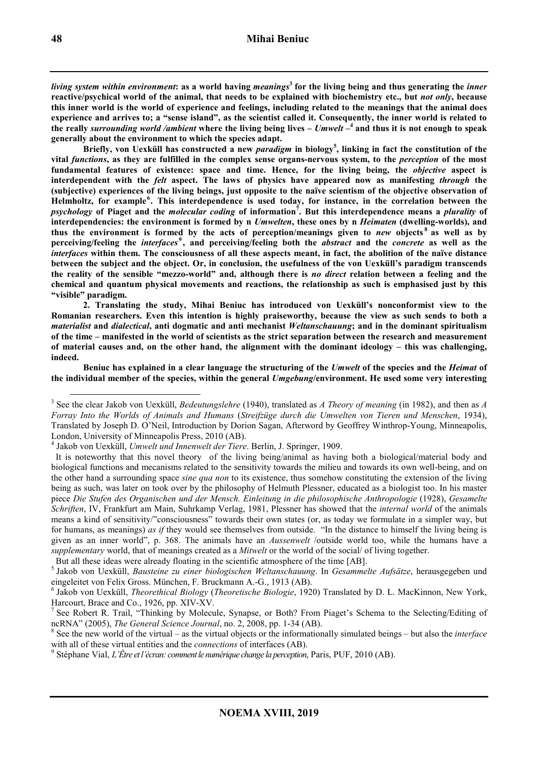***living system within environment*: as a world having *meanings*[3] for the living being and thus generating the *inner* reactive/psychical world of the animal, that needs to be explained with biochemistry etc., but *not only*, because this inner world is the world of experience and feelings, including related to the meanings that the animal does experience and arrives to; a "sense island", as the scientist called it. Consequently, the inner world is related to the really *surrounding world /ambient* where the living being lives – *Umwelt* –[4] and thus it is not enough to speak generally about the environment to which the species adapt.**

**Briefly, von Uexküll has constructed a new *paradigm* in biology[5], linking in fact the constitution of the vital *functions*, as they are fulfilled in the complex sense organs-nervous system, to the *perception* of the most fundamental features of existence: space and time. Hence, for the living being, the *objective* aspect is interdependent with the *felt* aspect. The laws of physics have appeared now as manifesting *through* the (subjective) experiences of the living beings, just opposite to the naïve scientism of the objective observation of Helmholtz, for example[6]. This interdependence is used today, for instance, in the correlation between the *psychology* of Piaget and the *molecular coding* of information[7]. But this interdependence means a *plurality* of interdependencies: the environment is formed by n *Umwelten*, these ones by n *Heimaten* (dwelling-worlds), and thus the environment is formed by the acts of perception/meanings given to *new* objects[8] as well as by perceiving/feeling the *interfaces*[9], and perceiving/feeling both the *abstract* and the *concrete* as well as the *interfaces* within them. The consciousness of all these aspects meant, in fact, the abolition of the naïve distance between the subject and the object. Or, in conclusion, the usefulness of the von Uexküll's paradigm transcends the reality of the sensible "mezzo-world" and, although there is *no direct* relation between a feeling and the chemical and quantum physical movements and reactions, the relationship as such is emphasised just by this "visible" paradigm.**

**2. Translating the study, Mihai Beniuc has introduced von Uexküll's nonconformist view to the Romanian researchers. Even this intention is highly praiseworthy, because the view as such sends to both a *materialist* and *dialectical*, anti dogmatic and anti mechanist *Weltanschauung*; and in the dominant spiritualism of the time – manifested in the world of scientists as the strict separation between the research and measurement of material causes and, on the other hand, the alignment with the dominant ideology – this was challenging, indeed.**

**Beniuc has explained in a clear language the structuring of the *Umwelt* of the species and the *Heimat* of the individual member of the species, within the general *Umgebung*/environment. He used some very interesting**

---

[3] See the clear Jakob von Uexküll, *Bedeutungslehre* (1940), translated as *A Theory of meaning* (in 1982), and then as *A Forray Into the Worlds of Animals and Humans* (*Streifzüge durch die Umwelten von Tieren und Menschen*, 1934), Translated by Joseph D. O'Neil, Introduction by Dorion Sagan, Afterword by Geoffrey Winthrop-Young, Minneapolis, London, University of Minneapolis Press, 2010 (AB).

[4] Jakob von Uexküll, *Umwelt und Innenwelt der Tiere*. Berlin, J. Springer, 1909.

It is noteworthy that this novel theory of the living being/animal as having both a biological/material body and biological functions and mecanisms related to the sensitivity towards the milieu and towards its own well-being, and on the other hand a surrounding space *sine qua non* to its existence, thus somehow constituting the extension of the living being as such, was later on took over by the philosophy of Helmuth Plessner, educated as a biologist too. In his master piece *Die Stufen des Organischen und der Mensch. Einleitung in die philosophische Anthropologie* (1928), *Gesamelte Schriften*, IV, Frankfurt am Main, Suhrkamp Verlag, 1981, Plessner has showed that the *internal world* of the animals means a kind of sensitivity/"consciousness" towards their own states (or, as today we formulate in a simpler way, but for humans, as meanings) *as if* they would see themselves from outside. "In the distance to himself the living being is given as an inner world", p. 368. The animals have an *Aussenwelt* /outside world too, while the humans have a *supplementary* world, that of meanings created as a *Mitwelt* or the world of the social/ of living together.

But all these ideas were already floating in the scientific atmosphere of the time [AB].

[5] Jakob von Uexküll, *Bausteine zu einer biologischen Weltanschauung*. In *Gesammelte Aufsätze*, herausgegeben und eingeleitet von Felix Gross. München, F. Bruckmann A.-G., 1913 (AB).

[6] Jakob von Uexküll, *Theorethical Biology* (*Theoretische Biologie*, 1920) Translated by D. L. MacKinnon, New York, Harcourt, Brace and Co., 1926, pp. XIV-XV.

[7] See Robert R. Trail, "Thinking by Molecule, Synapse, or Both? From Piaget's Schema to the Selecting/Editing of ncRNA" (2005), *The General Science Journal*, no. 2, 2008, pp. 1-34 (AB).

[8] See the new world of the virtual – as the virtual objects or the informationally simulated beings – but also the *interface* with all of these virtual entities and the *connections* of interfaces (AB).

[9] Stéphane Vial, *L'Être et l'écran: comment le numérique change la perception*, Paris, PUF, 2010 (AB).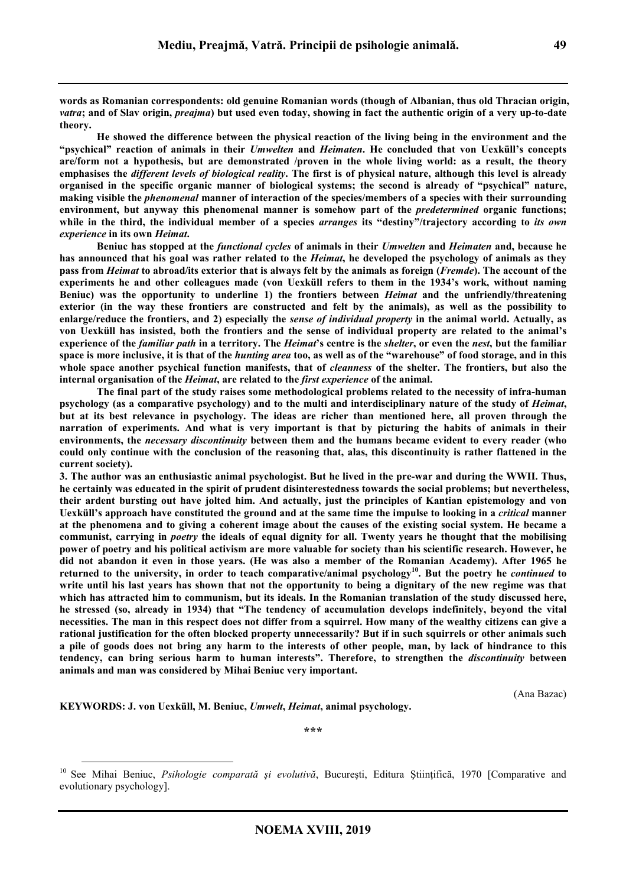**words as Romanian correspondents: old genuine Romanian words (though of Albanian, thus old Thracian origin, *vatra*; and of Slav origin, *preajma*) but used even today, showing in fact the authentic origin of a very up-to-date theory.**

**He showed the difference between the physical reaction of the living being in the environment and the "psychical" reaction of animals in their *Umwelten* and *Heimaten*. He concluded that von Uexküll's concepts are/form not a hypothesis, but are demonstrated /proven in the whole living world: as a result, the theory emphasises the *different levels of biological reality*. The first is of physical nature, although this level is already organised in the specific organic manner of biological systems; the second is already of "psychical" nature, making visible the *phenomenal* manner of interaction of the species/members of a species with their surrounding environment, but anyway this phenomenal manner is somehow part of the *predetermined* organic functions; while in the third, the individual member of a species *arranges* its "destiny"/trajectory according to *its own experience* in its own *Heimat*.**

**Beniuc has stopped at the *functional cycles* of animals in their *Umwelten* and *Heimaten* and, because he has announced that his goal was rather related to the *Heimat*, he developed the psychology of animals as they pass from *Heimat* to abroad/its exterior that is always felt by the animals as foreign (*Fremde*). The account of the experiments he and other colleagues made (von Uexküll refers to them in the 1934's work, without naming Beniuc) was the opportunity to underline 1) the frontiers between *Heimat* and the unfriendly/threatening exterior (in the way these frontiers are constructed and felt by the animals), as well as the possibility to enlarge/reduce the frontiers, and 2) especially the *sense of individual property* in the animal world. Actually, as von Uexküll has insisted, both the frontiers and the sense of individual property are related to the animal's experience of the *familiar path* in a territory. The *Heimat*'s centre is the *shelter*, or even the *nest*, but the familiar space is more inclusive, it is that of the *hunting area* too, as well as of the "warehouse" of food storage, and in this whole space another psychical function manifests, that of *cleanness* of the shelter. The frontiers, but also the internal organisation of the *Heimat*, are related to the *first experience* of the animal.**

**The final part of the study raises some methodological problems related to the necessity of infra-human psychology (as a comparative psychology) and to the multi and interdisciplinary nature of the study of *Heimat*, but at its best relevance in psychology. The ideas are richer than mentioned here, all proven through the narration of experiments. And what is very important is that by picturing the habits of animals in their environments, the *necessary discontinuity* between them and the humans became evident to every reader (who could only continue with the conclusion of the reasoning that, alas, this discontinuity is rather flattened in the current society).**

**3. The author was an enthusiastic animal psychologist. But he lived in the pre-war and during the WWII. Thus, he certainly was educated in the spirit of prudent disinterestedness towards the social problems; but nevertheless, their ardent bursting out have jolted him. And actually, just the principles of Kantian epistemology and von Uexküll's approach have constituted the ground and at the same time the impulse to looking in a *critical* manner at the phenomena and to giving a coherent image about the causes of the existing social system. He became a communist, carrying in *poetry* the ideals of equal dignity for all. Twenty years he thought that the mobilising power of poetry and his political activism are more valuable for society than his scientific research. However, he did not abandon it even in those years. (He was also a member of the Romanian Academy). After 1965 he returned to the university, in order to teach comparative/animal psychology[10]. But the poetry he *continued* to write until his last years has shown that not the opportunity to being a dignitary of the new regime was that which has attracted him to communism, but its ideals. In the Romanian translation of the study discussed here, he stressed (so, already in 1934) that "The tendency of accumulation develops indefinitely, beyond the vital necessities. The man in this respect does not differ from a squirrel. How many of the wealthy citizens can give a rational justification for the often blocked property unnecessarily? But if in such squirrels or other animals such a pile of goods does not bring any harm to the interests of other people, man, by lack of hindrance to this tendency, can bring serious harm to human interests". Therefore, to strengthen the *discontinuity* between animals and man was considered by Mihai Beniuc very important.**

(Ana Bazac)

**KEYWORDS: J. von Uexküll, M. Beniuc, *Umwelt*, *Heimat*, animal psychology.**

\*\*\*

[10] See Mihai Beniuc, *Psihologie comparată şi evolutivă*, Bucureşti, Editura Ştiinţifică, 1970 [Comparative and evolutionary psychology].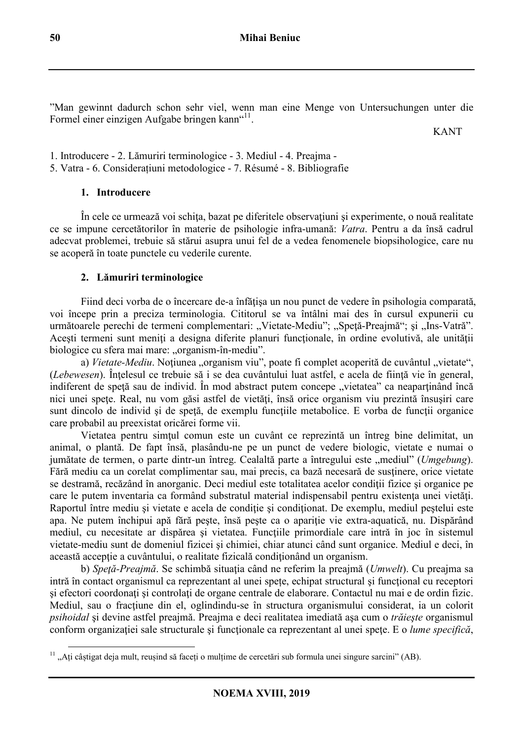"Man gewinnt dadurch schon sehr viel, wenn man eine Menge von Untersuchungen unter die Formel einer einzigen Aufgabe bringen kann"[11].

KANT

1. Introducere - 2. Lămuriri terminologice - 3. Mediul - 4. Preajma - 5. Vatra - 6. Considerațiuni metodologice - 7. Résumé - 8. Bibliografie

### 1. Introducere

În cele ce urmează voi schiţa, bazat pe diferitele observaţiuni şi experimente, o nouă realitate ce se impune cercetătorilor în materie de psihologie infra-umană: *Vatra*. Pentru a da însă cadrul adecvat problemei, trebuie să stărui asupra unui fel de a vedea fenomenele biopsihologice, care nu se acoperă în toate punctele cu vederile curente.

### 2. Lămuriri terminologice

Fiind deci vorba de o încercare de-a înfăţişa un nou punct de vedere în psihologia comparată, voi începe prin a preciza terminologia. Cititorul se va întâlni mai des în cursul expunerii cu următoarele perechi de termeni complementari: „Vietate-Mediu"; „Speţă-Preajmă"; şi „Ins-Vatră". Aceşti termeni sunt meniţi a designa diferite planuri funcţionale, în ordine evolutivă, ale unităţii biologice cu sfera mai mare: „organism-în-mediu".

a) *Vietate-Mediu*. Noţiunea „organism viu", poate fi complet acoperită de cuvântul „vietate", (*Lebewesen*). Înţelesul ce trebuie să i se dea cuvântului luat astfel, e acela de fiinţă vie în general, indiferent de speţă sau de individ. În mod abstract putem concepe „vietatea" ca neaparţinând încă nici unei speţe. Real, nu vom găsi astfel de vietăţi, însă orice organism viu prezintă însuşiri care sunt dincolo de individ şi de speţă, de exemplu funcţiile metabolice. E vorba de funcţii organice care probabil au preexistat oricărei forme vii.

Vietatea pentru simţul comun este un cuvânt ce reprezintă un întreg bine delimitat, un animal, o plantă. De fapt însă, plasându-ne pe un punct de vedere biologic, vietate e numai o jumătate de termen, o parte dintr-un întreg. Cealaltă parte a întregului este „mediul" (*Umgebung*). Fără mediu ca un corelat complimentar sau, mai precis, ca bază necesară de susţinere, orice vietate se destramă, recăzând în anorganic. Deci mediul este totalitatea acelor condiţii fizice şi organice pe care le putem inventaria ca formând substratul material indispensabil pentru existenţa unei vietăţi. Raportul între mediu şi vietate e acela de condiţie şi condiţionat. De exemplu, mediul peştelui este apa. Ne putem închipui apă fără peşte, însă peşte ca o apariţie vie extra-aquatică, nu. Dispărând mediul, cu necesitate ar dispărea şi vietatea. Funcţiile primordiale care intră în joc în sistemul vietate-mediu sunt de domeniul fizicei şi chimiei, chiar atunci când sunt organice. Mediul e deci, în această accepţie a cuvântului, o realitate fizicală condiţionând un organism.

b) *Speţă-Preajmă*. Se schimbă situaţia când ne referim la preajmă (*Umwelt*). Cu preajma sa intră în contact organismul ca reprezentant al unei speţe, echipat structural şi funcţional cu receptori şi efectori coordonaţi şi controlaţi de organe centrale de elaborare. Contactul nu mai e de ordin fizic. Mediul, sau o fracţiune din el, oglindindu-se în structura organismului considerat, ia un colorit *psihoidal* şi devine astfel preajmă. Preajma e deci realitatea imediată aşa cum o *trăieşte* organismul conform organizaţiei sale structurale şi funcţionale ca reprezentant al unei speţe. E o *lume specifică*,

[11] „Ați câștigat deja mult, reușind să faceți o mulțime de cercetări sub formula unei singure sarcini" (AB).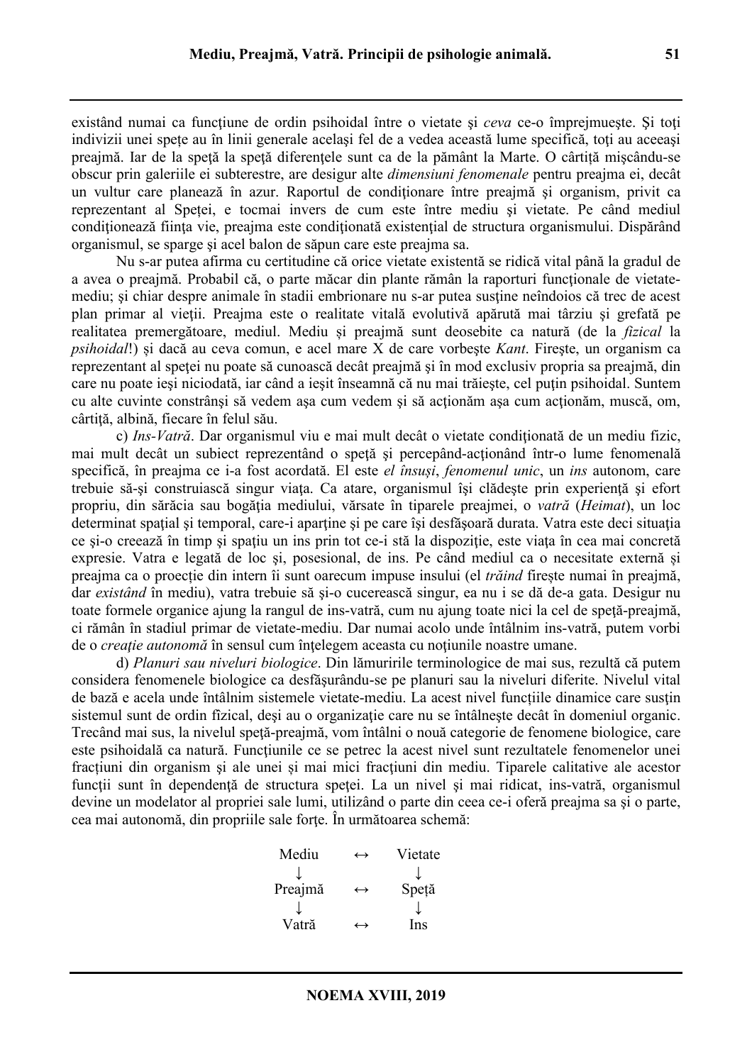existând numai ca funcţiune de ordin psihoidal între o vietate şi *ceva* ce-o împrejmuieşte. Şi toţi indivizii unei speţe au în linii generale acelaşi fel de a vedea această lume specifică, toţi au aceeaşi preajmă. Iar de la speţă la speţă diferenţele sunt ca de la pământ la Marte. O cârtiţă mişcându-se obscur prin galeriile ei subterestre, are desigur alte *dimensiuni fenomenale* pentru preajma ei, decât un vultur care planează în azur. Raportul de condiţionare între preajmă şi organism, privit ca reprezentant al Speţei, e tocmai invers de cum este între mediu şi vietate. Pe când mediul condiţionează fiinţa vie, preajma este condiţionată existenţial de structura organismului. Dispărând organismul, se sparge şi acel balon de săpun care este preajma sa.

Nu s-ar putea afirma cu certitudine că orice vietate existentă se ridică vital până la gradul de a avea o preajmă. Probabil că, o parte măcar din plante rămân la raporturi funcţionale de vietate-mediu; şi chiar despre animale în stadii embrionare nu s-ar putea susţine neîndoios că trec de acest plan primar al vieţii. Preajma este o realitate vitală evolutivă apărută mai târziu şi grefată pe realitatea premergătoare, mediul. Mediu și preajmă sunt deosebite ca natură (de la *fizical* la *psihoidal*!) și dacă au ceva comun, e acel mare X de care vorbește *Kant*. Fireşte, un organism ca reprezentant al speţei nu poate să cunoască decât preajmă şi în mod exclusiv propria sa preajmă, din care nu poate ieşi niciodată, iar când a ieşit înseamnă că nu mai trăieşte, cel puţin psihoidal. Suntem cu alte cuvinte constrânşi să vedem aşa cum vedem şi să acţionăm aşa cum acţionăm, muscă, om, cârtiţă, albină, fiecare în felul său.

c) *Ins-Vatră*. Dar organismul viu e mai mult decât o vietate condiţionată de un mediu fizic, mai mult decât un subiect reprezentând o speţă şi percepând-acţionând într-o lume fenomenală specifică, în preajma ce i-a fost acordată. El este *el însuşi*, *fenomenul unic*, un *ins* autonom, care trebuie să-şi construiască singur viaţa. Ca atare, organismul îşi clădeşte prin experienţă şi efort propriu, din sărăcia sau bogăţia mediului, vărsate în tiparele preajmei, o *vatră* (*Heimat*), un loc determinat spaţial şi temporal, care-i aparţine şi pe care îşi desfăşoară durata. Vatra este deci situaţia ce şi-o creează în timp şi spaţiu un ins prin tot ce-i stă la dispoziţie, este viaţa în cea mai concretă expresie. Vatra e legată de loc şi, posesional, de ins. Pe când mediul ca o necesitate externă și preajma ca o proecţie din intern îi sunt oarecum impuse insului (el *trăind* fireşte numai în preajmă, dar *existând* în mediu), vatra trebuie să şi-o cucerească singur, ea nu i se dă de-a gata. Desigur nu toate formele organice ajung la rangul de ins-vatră, cum nu ajung toate nici la cel de speţă-preajmă, ci rămân în stadiul primar de vietate-mediu. Dar numai acolo unde întâlnim ins-vatră, putem vorbi de o *creaţie autonomă* în sensul cum înţelegem aceasta cu noţiunile noastre umane.

d) *Planuri sau niveluri biologice*. Din lămuririle terminologice de mai sus, rezultă că putem considera fenomenele biologice ca desfăşurându-se pe planuri sau la niveluri diferite. Nivelul vital de bază e acela unde întâlnim sistemele vietate-mediu. La acest nivel funcţiile dinamice care susţin sistemul sunt de ordin fizical, deşi au o organizaţie care nu se întâlneşte decât în domeniul organic. Trecând mai sus, la nivelul speţă-preajmă, vom întâlni o nouă categorie de fenomene biologice, care este psihoidală ca natură. Funcţiunile ce se petrec la acest nivel sunt rezultatele fenomenelor unei fracţiuni din organism şi ale unei și mai mici fracţiuni din mediu. Tiparele calitative ale acestor funcţii sunt în dependenţă de structura speţei. La un nivel şi mai ridicat, ins-vatră, organismul devine un modelator al propriei sale lumi, utilizând o parte din ceea ce-i oferă preajma sa şi o parte, cea mai autonomă, din propriile sale forţe. În următoarea schemă:

```
 Mediu    ↔   Vietate
   ↓             ↓
Preajmă   ↔    Speţă
   ↓             ↓
 Vatră    ↔     Ins
```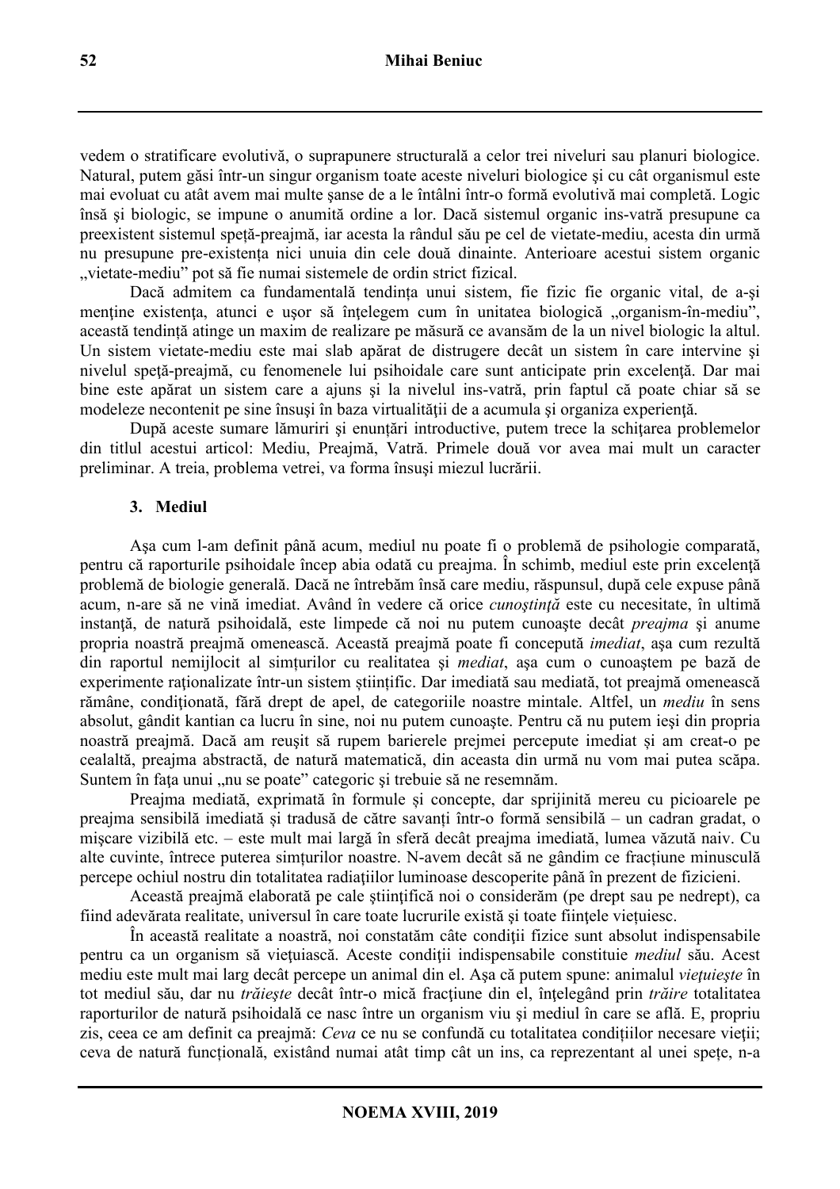vedem o stratificare evolutivă, o suprapunere structurală a celor trei niveluri sau planuri biologice. Natural, putem găsi într-un singur organism toate aceste niveluri biologice şi cu cât organismul este mai evoluat cu atât avem mai multe şanse de a le întâlni într-o formă evolutivă mai completă. Logic însă şi biologic, se impune o anumită ordine a lor. Dacă sistemul organic ins-vatră presupune ca preexistent sistemul speţă-preajmă, iar acesta la rândul său pe cel de vietate-mediu, acesta din urmă nu presupune pre-existenţa nici unuia din cele două dinainte. Anterioare acestui sistem organic „vietate-mediu" pot să fie numai sistemele de ordin strict fizical.

Dacă admitem ca fundamentală tendinţa unui sistem, fie fizic fie organic vital, de a-şi menţine existenţa, atunci e uşor să înţelegem cum în unitatea biologică „organism-în-mediu", această tendinţă atinge un maxim de realizare pe măsură ce avansăm de la un nivel biologic la altul. Un sistem vietate-mediu este mai slab apărat de distrugere decât un sistem în care intervine şi nivelul speţă-preajmă, cu fenomenele lui psihoidale care sunt anticipate prin excelenţă. Dar mai bine este apărat un sistem care a ajuns şi la nivelul ins-vatră, prin faptul că poate chiar să se modeleze necontenit pe sine însuşi în baza virtualităţii de a acumula şi organiza experienţă.

După aceste sumare lămuriri şi enunţări introductive, putem trece la schiţarea problemelor din titlul acestui articol: Mediu, Preajmă, Vatră. Primele două vor avea mai mult un caracter preliminar. A treia, problema vetrei, va forma însuşi miezul lucrării.

### 3. Mediul

Aşa cum l-am definit până acum, mediul nu poate fi o problemă de psihologie comparată, pentru că raporturile psihoidale încep abia odată cu preajma. În schimb, mediul este prin excelenţă problemă de biologie generală. Dacă ne întrebăm însă care mediu, răspunsul, după cele expuse până acum, n-are să ne vină imediat. Având în vedere că orice *cunoştinţă* este cu necesitate, în ultimă instanţă, de natură psihoidală, este limpede că noi nu putem cunoaşte decât *preajma* şi anume propria noastră preajmă omenească. Această preajmă poate fi concepută *imediat*, aşa cum rezultă din raportul nemijlocit al simţurilor cu realitatea şi *mediat*, aşa cum o cunoaştem pe bază de experimente raţionalizate într-un sistem ştiinţific. Dar imediată sau mediată, tot preajmă omenească rămâne, condiţionată, fără drept de apel, de categoriile noastre mintale. Altfel, un *mediu* în sens absolut, gândit kantian ca lucru în sine, noi nu putem cunoaşte. Pentru că nu putem ieşi din propria noastră preajmă. Dacă am reuşit să rupem barierele prejmei percepute imediat și am creat-o pe cealaltă, preajma abstractă, de natură matematică, din aceasta din urmă nu vom mai putea scăpa. Suntem în faţa unui „nu se poate" categoric şi trebuie să ne resemnăm.

Preajma mediată, exprimată în formule şi concepte, dar sprijinită mereu cu picioarele pe preajma sensibilă imediată şi tradusă de către savanţi într-o formă sensibilă – un cadran gradat, o mişcare vizibilă etc. – este mult mai largă în sferă decât preajma imediată, lumea văzută naiv. Cu alte cuvinte, întrece puterea simţurilor noastre. N-avem decât să ne gândim ce fracţiune minusculă percepe ochiul nostru din totalitatea radiaţiilor luminoase descoperite până în prezent de fizicieni.

Această preajmă elaborată pe cale ştiinţifică noi o considerăm (pe drept sau pe nedrept), ca fiind adevărata realitate, universul în care toate lucrurile există şi toate fiinţele vieţuiesc.

În această realitate a noastră, noi constatăm câte condiţii fizice sunt absolut indispensabile pentru ca un organism să vieţuiască. Aceste condiţii indispensabile constituie *mediul* său. Acest mediu este mult mai larg decât percepe un animal din el. Aşa că putem spune: animalul *vieţuieşte* în tot mediul său, dar nu *trăieşte* decât într-o mică fracţiune din el, înţelegând prin *trăire* totalitatea raporturilor de natură psihoidală ce nasc între un organism viu şi mediul în care se află. E, propriu zis, ceea ce am definit ca preajmă: *Ceva* ce nu se confundă cu totalitatea condiţiilor necesare vieţii; ceva de natură funcţională, existând numai atât timp cât un ins, ca reprezentant al unei speţe, n-a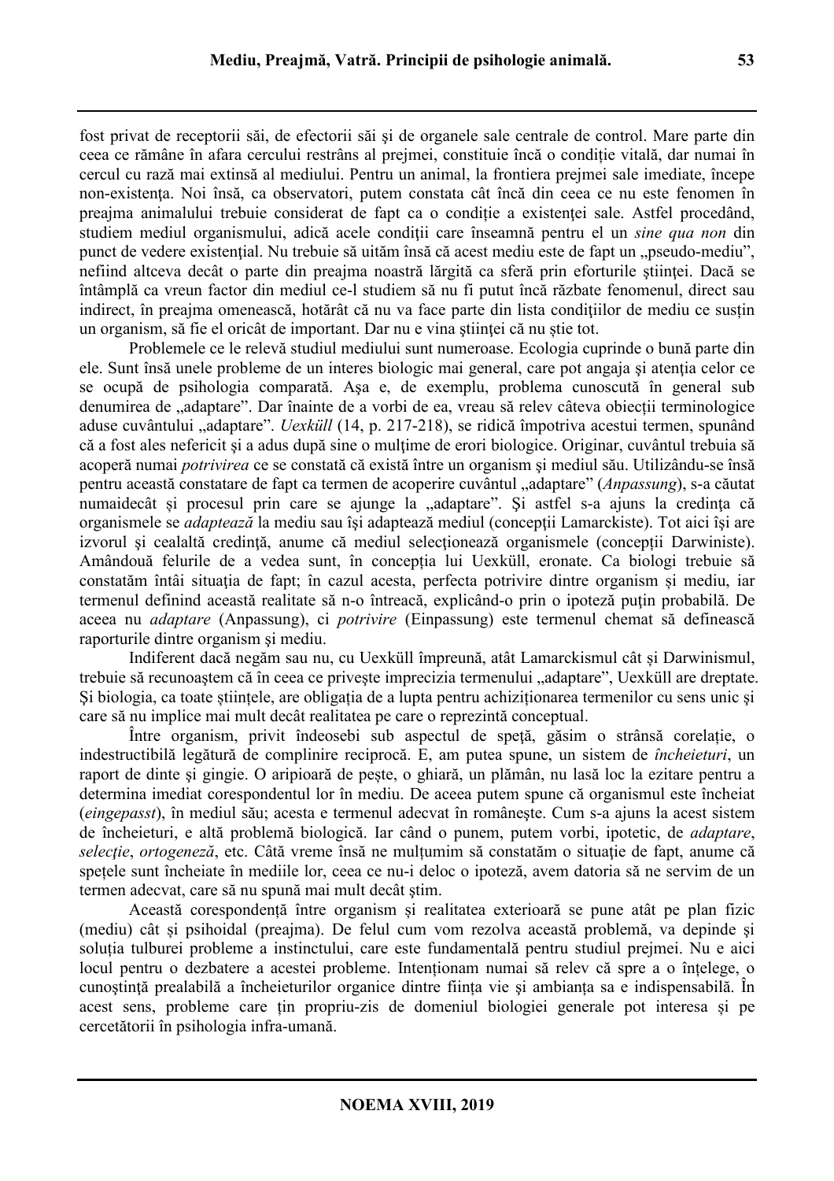fost privat de receptorii săi, de efectorii săi şi de organele sale centrale de control. Mare parte din ceea ce rămâne în afara cercului restrâns al prejmei, constituie încă o condiţie vitală, dar numai în cercul cu rază mai extinsă al mediului. Pentru un animal, la frontiera prejmei sale imediate, începe non-existenţa. Noi însă, ca observatori, putem constata cât încă din ceea ce nu este fenomen în preajma animalului trebuie considerat de fapt ca o condiţie a existenţei sale. Astfel procedând, studiem mediul organismului, adică acele condiţii care înseamnă pentru el un *sine qua non* din punct de vedere existenţial. Nu trebuie să uităm însă că acest mediu este de fapt un „pseudo-mediu", nefiind altceva decât o parte din preajma noastră lărgită ca sferă prin eforturile ştiinţei. Dacă se întâmplă ca vreun factor din mediul ce-l studiem să nu fi putut încă răzbate fenomenul, direct sau indirect, în preajma omenească, hotărât că nu va face parte din lista condiţiilor de mediu ce susţin un organism, să fie el oricât de important. Dar nu e vina ştiinţei că nu ştie tot.

Problemele ce le relevă studiul mediului sunt numeroase. Ecologia cuprinde o bună parte din ele. Sunt însă unele probleme de un interes biologic mai general, care pot angaja şi atenţia celor ce se ocupă de psihologia comparată. Aşa e, de exemplu, problema cunoscută în general sub denumirea de „adaptare". Dar înainte de a vorbi de ea, vreau să relev câteva obiecţii terminologice aduse cuvântului „adaptare". *Uexküll* (14, p. 217-218), se ridică împotriva acestui termen, spunând că a fost ales nefericit şi a adus după sine o mulţime de erori biologice. Originar, cuvântul trebuia să acopere numai *potrivirea* ce se constată că există între un organism şi mediul său. Utilizându-se însă pentru această constatare de fapt ca termen de acoperire cuvântul „adaptare" (*Anpassung*), s-a căutat numaidecât şi procesul prin care se ajunge la „adaptare". Şi astfel s-a ajuns la credinţa că organismele se *adaptează* la mediu sau îşi adaptează mediul (concepţii Lamarckiste). Tot aici îşi are izvorul şi cealaltă credinţă, anume că mediul selecţionează organismele (concepţii Darwiniste). Amândouă felurile de a vedea sunt, în concepţia lui Uexküll, eronate. Ca biologi trebuie să constatăm întâi situaţia de fapt; în cazul acesta, perfecta potrivire dintre organism şi mediu, iar termenul definind această realitate să n-o întreacă, explicând-o prin o ipoteză puţin probabilă. De aceea nu *adaptare* (Anpassung), ci *potrivire* (Einpassung) este termenul chemat să definească raporturile dintre organism şi mediu.

Indiferent dacă negăm sau nu, cu Uexküll împreună, atât Lamarckismul cât şi Darwinismul, trebuie să recunoaştem că în ceea ce priveşte imprecizia termenului „adaptare", Uexküll are dreptate. Şi biologia, ca toate ştiinţele, are obligaţia de a lupta pentru achiziţionarea termenilor cu sens unic şi care să nu implice mai mult decât realitatea pe care o reprezintă conceptual.

Între organism, privit îndeosebi sub aspectul de speţă, găsim o strânsă corelaţie, o indestructibilă legătură de complinire reciprocă. E, am putea spune, un sistem de *încheieturi*, un raport de dinte şi gingie. O aripioară de peşte, o ghiară, un plămân, nu lasă loc la ezitare pentru a determina imediat corespondentul lor în mediu. De aceea putem spune că organismul este încheiat (*eingepasst*), în mediul său; acesta e termenul adecvat în româneşte. Cum s-a ajuns la acest sistem de încheieturi, e altă problemă biologică. Iar când o punem, putem vorbi, ipotetic, de *adaptare*, *selecţie*, *ortogeneză*, etc. Câtă vreme însă ne mulţumim să constatăm o situaţie de fapt, anume că speţele sunt încheiate în mediile lor, ceea ce nu-i deloc o ipoteză, avem datoria să ne servim de un termen adecvat, care să nu spună mai mult decât ştim.

Această corespondenţă între organism şi realitatea exterioară se pune atât pe plan fizic (mediu) cât şi psihoidal (preajma). De felul cum vom rezolva această problemă, va depinde şi soluţia tulburei probleme a instinctului, care este fundamentală pentru studiul prejmei. Nu e aici locul pentru o dezbatere a acestei probleme. Intenţionam numai să relev că spre a o înţelege, o cunoştinţă prealabilă a încheieturilor organice dintre fiinţa vie şi ambianţa sa e indispensabilă. În acest sens, probleme care ţin propriu-zis de domeniul biologiei generale pot interesa şi pe cercetătorii în psihologia infra-umană.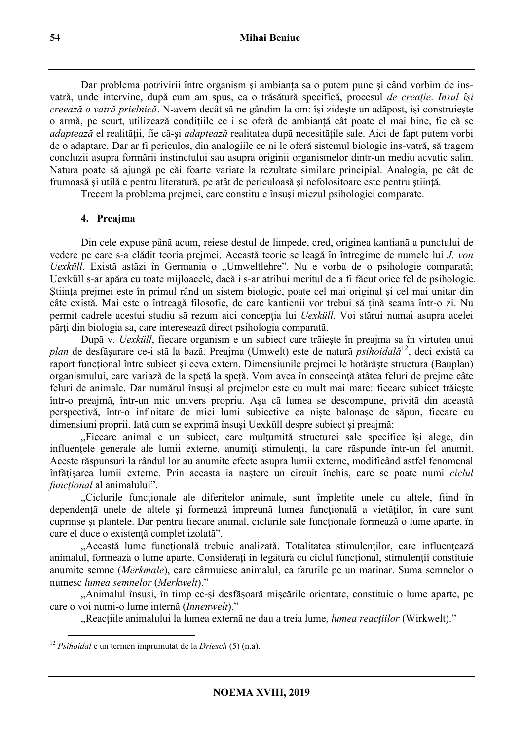Dar problema potrivirii între organism şi ambianţa sa o putem pune şi când vorbim de ins-vatră, unde intervine, după cum am spus, ca o trăsătură specifică, procesul *de creaţie*. *Insul îşi creează o vatră prielnică*. N-avem decât să ne gândim la om: îşi zideşte un adăpost, îşi construieşte o armă, pe scurt, utilizează condiţiile ce i se oferă de ambianţă cât poate el mai bine, fie că se *adaptează* el realităţii, fie că-şi *adaptează* realitatea după necesităţile sale. Aici de fapt putem vorbi de o adaptare. Dar ar fi periculos, din analogiile ce ni le oferă sistemul biologic ins-vatră, să tragem concluzii asupra formării instinctului sau asupra originii organismelor dintr-un mediu acvatic salin. Natura poate să ajungă pe căi foarte variate la rezultate similare principial. Analogia, pe cât de frumoasă şi utilă e pentru literatură, pe atât de periculoasă şi nefolositoare este pentru ştiinţă.

Trecem la problema prejmei, care constituie însuşi miezul psihologiei comparate.

#### 4. Preajma

Din cele expuse până acum, reiese destul de limpede, cred, originea kantiană a punctului de vedere pe care s-a clădit teoria prejmei. Această teorie se leagă în întregime de numele lui *J. von Uexküll*. Există astăzi în Germania o „Umweltlehre". Nu e vorba de o psihologie comparată; Uexküll s-ar apăra cu toate mijloacele, dacă i s-ar atribui meritul de a fi făcut orice fel de psihologie. Ştiinţa prejmei este în primul rând un sistem biologic, poate cel mai original şi cel mai unitar din câte există. Mai este o întreagă filosofie, de care kantienii vor trebui să țină seama într-o zi. Nu permit cadrele acestui studiu să rezum aici concepţia lui *Uexküll*. Voi stărui numai asupra acelei părţi din biologia sa, care interesează direct psihologia comparată.

După v. *Uexküll*, fiecare organism e un subiect care trăieşte în preajma sa în virtutea unui *plan* de desfăşurare ce-i stă la bază. Preajma (Umwelt) este de natură *psihoidală*[12], deci există ca raport funcţional între subiect şi ceva extern. Dimensiunile prejmei le hotărăşte structura (Bauplan) organismului, care variază de la speţă la speţă. Vom avea în consecinţă atâtea feluri de prejme câte feluri de animale. Dar numărul însuşi al prejmelor este cu mult mai mare: fiecare subiect trăieşte într-o preajmă, într-un mic univers propriu. Aşa că lumea se descompune, privită din această perspectivă, într-o infinitate de mici lumi subiective ca nişte baloanşe de săpun, fiecare cu dimensiuni proprii. Iată cum se exprimă însuşi Uexküll despre subiect şi preajmă:

„Fiecare animal e un subiect, care mulţumită structurei sale specifice îşi alege, din influenţele generale ale lumii externe, anumiţi stimulenţi, la care răspunde într-un fel anumit. Aceste răspunsuri la rândul lor au anumite efecte asupra lumii externe, modificând astfel fenomenal înfăţişarea lumii externe. Prin aceasta ia naştere un circuit închis, care se poate numi *ciclul funcţional* al animalului".

„Ciclurile funcţionale ale diferitelor animale, sunt împletite unele cu altele, fiind în dependenţă unele de altele şi formează împreună lumea funcţională a vietăților, în care sunt cuprinse și plantele. Dar pentru fiecare animal, ciclurile sale funcţionale formează o lume aparte, în care el duce o existenţă complet izolată".

„Această lume funcţională trebuie analizată. Totalitatea stimulenţilor, care influenţează animalul, formează o lume aparte. Consideraţi în legătură cu ciclul funcţional, stimulenţii constituie anumite semne (*Merkmale*), care cârmuiesc animalul, ca farurile pe un marinar. Suma semnelor o numesc *lumea semnelor* (*Merkwelt*)."

„Animalul însuşi, în timp ce-şi desfăşoară mişcările orientate, constituie o lume aparte, pe care o voi numi-o lume internă (*Innenwelt*)."

„Reacţiile animalului la lumea externă ne dau a treia lume, *lumea reacţiilor* (Wirkwelt)."

---

[12] *Psihoidal* e un termen împrumutat de la *Driesch* (5) (n.a).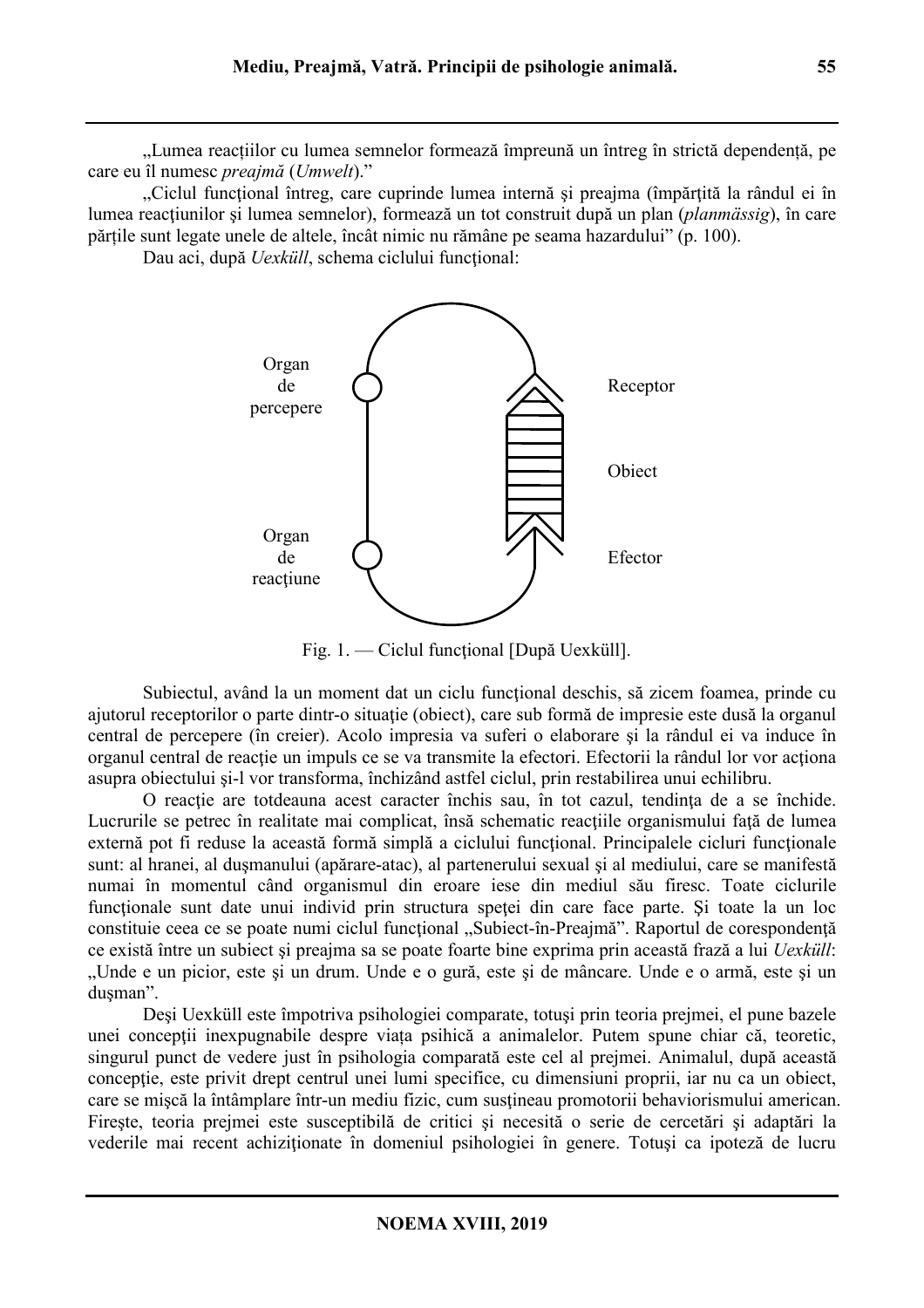„Lumea reacțiilor cu lumea semnelor formează împreună un întreg în strictă dependență, pe care eu îl numesc *preajmă* (*Umwelt*)."

„Ciclul funcțional întreg, care cuprinde lumea internă și preajma (împărțită la rândul ei în lumea reacțiunilor și lumea semnelor), formează un tot construit după un plan (*planmässig*), în care părțile sunt legate unele de altele, încât nimic nu rămâne pe seama hazardului" (p. 100).

Dau aci, după *Uexküll*, schema ciclului funcțional:

Organ de percepere — Receptor

Obiect

Organ de reacțiune — Efector

Fig. 1. — Ciclul funcțional [După Uexküll].

Subiectul, având la un moment dat un ciclu funcțional deschis, să zicem foamea, prinde cu ajutorul receptorilor o parte dintr-o situație (obiect), care sub formă de impresie este dusă la organul central de percepere (în creier). Acolo impresia va suferi o elaborare și la rândul ei va induce în organul central de reacție un impuls ce se va transmite la efectori. Efectorii la rândul lor vor acționa asupra obiectului și-l vor transforma, închizând astfel ciclul, prin restabilirea unui echilibru.

O reacție are totdeauna acest caracter închis sau, în tot cazul, tendința de a se închide. Lucrurile se petrec în realitate mai complicat, însă schematic reacțiile organismului față de lumea externă pot fi reduse la această formă simplă a ciclului funcțional. Principalele cicluri funcționale sunt: al hranei, al dușmanului (apărare-atac), al partenerului sexual și al mediului, care se manifestă numai în momentul când organismul din eroare iese din mediul său firesc. Toate ciclurile funcționale sunt date unui individ prin structura speței din care face parte. Și toate la un loc constituie ceea ce se poate numi ciclul funcțional „Subiect-în-Preajmă". Raportul de corespondență ce există între un subiect și preajma sa se poate foarte bine exprima prin această frază a lui *Uexküll*: „Unde e un picior, este și un drum. Unde e o gură, este și de mâncare. Unde e o armă, este și un dușman".

Deși Uexküll este împotriva psihologiei comparate, totuși prin teoria prejmei, el pune bazele unei concepții inexpugnabile despre viața psihică a animalelor. Putem spune chiar că, teoretic, singurul punct de vedere just în psihologia comparată este cel al prejmei. Animalul, după această concepție, este privit drept centrul unei lumi specifice, cu dimensiuni proprii, iar nu ca un obiect, care se mișcă la întâmplare într-un mediu fizic, cum susțineau promotorii behaviorismului american. Firește, teoria prejmei este susceptibilă de critici și necesită o serie de cercetări și adaptări la vederile mai recent achiziționate în domeniul psihologiei în genere. Totuși ca ipoteză de lucru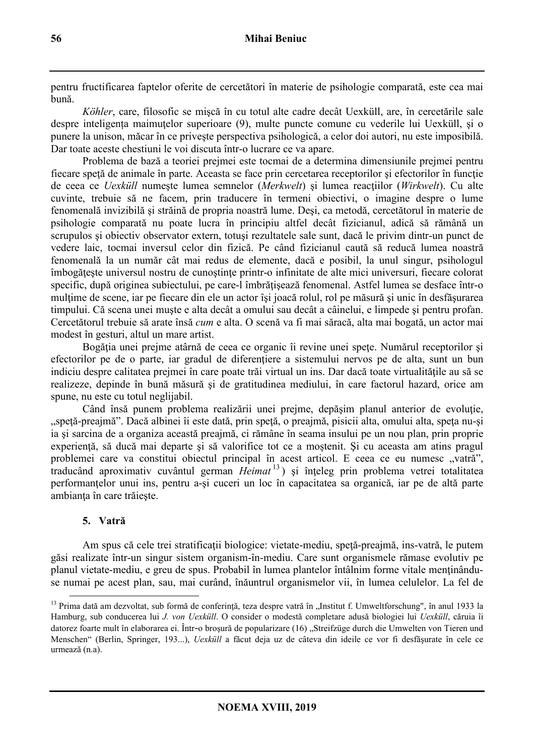pentru fructificarea faptelor oferite de cercetători în materie de psihologie comparată, este cea mai bună.

*Köhler*, care, filosofic se mişcă în cu totul alte cadre decât Uexküll, are, în cercetările sale despre inteligenţa maimuţelor superioare (9), multe puncte comune cu vederile lui Uexküll, şi o punere la unison, măcar în ce priveşte perspectiva psihologică, a celor doi autori, nu este imposibilă. Dar toate aceste chestiuni le voi discuta într-o lucrare ce va apare.

Problema de bază a teoriei prejmei este tocmai de a determina dimensiunile prejmei pentru fiecare speţă de animale în parte. Aceasta se face prin cercetarea receptorilor şi efectorilor în funcţie de ceea ce *Uexküll* numeşte lumea semnelor (*Merkwelt*) şi lumea reacţiilor (*Wirkwelt*). Cu alte cuvinte, trebuie să ne facem, prin traducere în termeni obiectivi, o imagine despre o lume fenomenală invizibilă și străină de propria noastră lume. Deşi, ca metodă, cercetătorul în materie de psihologie comparată nu poate lucra în principiu altfel decât fizicianul, adică să rămână un scrupulos şi obiectiv observator extern, totuşi rezultatele sale sunt, dacă le privim dintr-un punct de vedere laic, tocmai inversul celor din fizică. Pe când fizicianul caută să reducă lumea noastră fenomenală la un număr cât mai redus de elemente, dacă e posibil, la unul singur, psihologul îmbogăţeşte universul nostru de cunoştinţe printr-o infinitate de alte mici universuri, fiecare colorat specific, după originea subiectului, pe care-l îmbrățişează fenomenal. Astfel lumea se desface într-o mulţime de scene, iar pe fiecare din ele un actor îşi joacă rolul, rol pe măsură şi unic în desfăşurarea timpului. Că scena unei muşte e alta decât a omului sau decât a câinelui, e limpede şi pentru profan. Cercetătorul trebuie să arate însă *cum* e alta. O scenă va fi mai săracă, alta mai bogată, un actor mai modest în gesturi, altul un mare artist.

Bogăţia unei prejme atârnă de ceea ce organic îi revine unei speţe. Numărul receptorilor şi efectorilor pe de o parte, iar gradul de diferenţiere a sistemului nervos pe de alta, sunt un bun indiciu despre calitatea prejmei în care poate trăi virtual un ins. Dar dacă toate virtualităţile au să se realizeze, depinde în bună măsură şi de gratitudinea mediului, în care factorul hazard, orice am spune, nu este cu totul neglijabil.

Când însă punem problema realizării unei prejme, depăşim planul anterior de evoluţie, „speţă-preajmă". Dacă albinei îi este dată, prin speţă, o preajmă, pisicii alta, omului alta, speţa nu-şi ia şi sarcina de a organiza această preajmă, ci rămâne în seama insului pe un nou plan, prin proprie experienţă, să ducă mai departe şi să valorifice tot ce a moştenit. Şi cu aceasta am atins pragul problemei care va constitui obiectul principal în acest articol. E ceea ce eu numesc „vatră", traducând aproximativ cuvântul german *Heimat*[13]) şi înţeleg prin problema vetrei totalitatea performanţelor unui ins, pentru a-şi cuceri un loc în capacitatea sa organică, iar pe de altă parte ambianţa în care trăieşte.

### 5. Vatră

Am spus că cele trei stratificaţii biologice: vietate-mediu, speţă-preajmă, ins-vatră, le putem găsi realizate într-un singur sistem organism-în-mediu. Care sunt organismele rămase evolutiv pe planul vietate-mediu, e greu de spus. Probabil în lumea plantelor întâlnim forme vitale menţinându-se numai pe acest plan, sau, mai curând, înăuntrul organismelor vii, în lumea celulelor. La fel de

---

[13] Prima dată am dezvoltat, sub formă de conferinţă, teza despre vatră în „Institut f. Umweltforschung", în anul 1933 la Hamburg, sub conducerea lui *J. von Uexküll*. O consider o modestă completare adusă biologiei lui *Uexküll*, căruia îi datorez foarte mult în elaborarea ei. Într-o broşură de popularizare (16) „Streifzüge durch die Umwelten von Tieren und Menschen" (Berlin, Springer, 193...), *Uexküll* a făcut deja uz de câteva din ideile ce vor fi desfăşurate în cele ce urmează (n.a).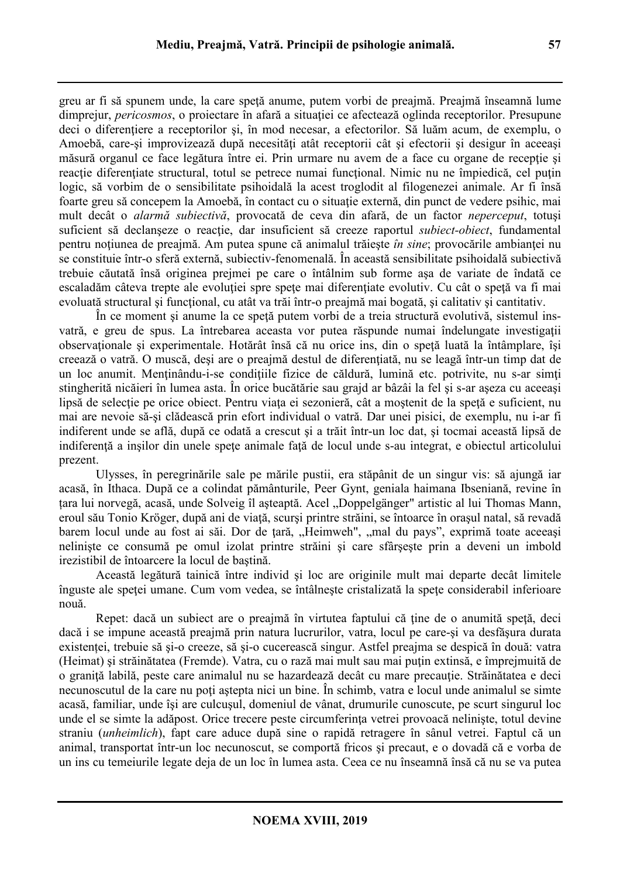greu ar fi să spunem unde, la care speţă anume, putem vorbi de preajmă. Preajmă înseamnă lume dimprejur, *pericosmos*, o proiectare în afară a situaţiei ce afectează oglinda receptorilor. Presupune deci o diferenţiere a receptorilor şi, în mod necesar, a efectorilor. Să luăm acum, de exemplu, o Amoebă, care-şi improvizează după necesităţi atât receptorii cât şi efectorii şi desigur în aceeaşi măsură organul ce face legătura între ei. Prin urmare nu avem de a face cu organe de recepţie şi reacţie diferenţiate structural, totul se petrece numai funcţional. Nimic nu ne împiedică, cel puţin logic, să vorbim de o sensibilitate psihoidală la acest troglodit al filogenezei animale. Ar fi însă foarte greu să concepem la Amoebă, în contact cu o situaţie externă, din punct de vedere psihic, mai mult decât o *alarmă subiectivă*, provocată de ceva din afară, de un factor *nepерceput*, totuşi suficient să declanşeze o reacţie, dar insuficient să creeze raportul *subiect-obiect*, fundamental pentru noţiunea de preajmă. Am putea spune că animalul trăieşte *în sine*; provocările ambianţei nu se constituie într-o sferă externă, subiectiv-fenomenală. În această sensibilitate psihoidală subiectivă trebuie căutată însă originea prejmei pe care o întâlnim sub forme aşa de variate de îndată ce escaladăm câteva trepte ale evoluţiei spre speţe mai diferenţiate evolutiv. Cu cât o speţă va fi mai evoluată structural şi funcţional, cu atât va trăi într-o preajmă mai bogată, şi calitativ şi cantitativ.

În ce moment şi anume la ce speţă putem vorbi de a treia structură evolutivă, sistemul ins-vatră, e greu de spus. La întrebarea aceasta vor putea răspunde numai îndelungate investigaţii observaţionale şi experimentale. Hotărât însă că nu orice ins, din o speţă luată la întâmplare, îşi creează o vatră. O muscă, deşi are o preajmă destul de diferenţiată, nu se leagă într-un timp dat de un loc anumit. Menţinându-i-se condiţiile fizice de căldură, lumină etc. potrivite, nu s-ar simţi stingherită nicăieri în lumea asta. În orice bucătărie sau grajd ar bâzâi la fel şi s-ar aşeza cu aceeaşi lipsă de selecţie pe orice obiect. Pentru viaţa ei sezonieră, cât a moştenit de la speţă e suficient, nu mai are nevoie să-şi clădească prin efort individual o vatră. Dar unei pisici, de exemplu, nu i-ar fi indiferent unde se află, după ce odată a crescut şi a trăit într-un loc dat, şi tocmai această lipsă de indiferenţă a inşilor din unele speţe animale faţă de locul unde s-au integrat, e obiectul articolului prezent.

Ulysses, în peregrinările sale pe mările pustii, era stăpânit de un singur vis: să ajungă iar acasă, în Ithaca. După ce a colindat pământurile, Peer Gynt, geniala haimana Ibseniană, revine în ţara lui norvegă, acasă, unde Solveig îl aşteaptă. Acel „Doppelgänger" artistic al lui Thomas Mann, eroul său Tonio Kröger, după ani de viaţă, scurşi printre străini, se întoarce în oraşul natal, să revadă barem locul unde au fost ai săi. Dor de ţară, „Heimweh", „mal du pays", exprimă toate aceeaşi nelinişte ce consumă pe omul izolat printre străini şi care sfârşeşte prin a deveni un imbold irezistibil de întoarcere la locul de baştină.

Această legătură tainică între individ şi loc are originile mult mai departe decât limitele înguste ale speţei umane. Cum vom vedea, se întâlneşte cristalizată la speţe considerabil inferioare nouă.

Repet: dacă un subiect are o preajmă în virtutea faptului că ţine de o anumită speţă, deci dacă i se impune această preajmă prin natura lucrurilor, vatra, locul pe care-şi va desfăşura durata existenţei, trebuie să şi-o creeze, să şi-o cucerească singur. Astfel preajma se despică în două: vatra (Heimat) şi străinătatea (Fremde). Vatra, cu o rază mai mult sau mai puţin extinsă, e împrejmuită de o graniţă labilă, peste care animalul nu se hazardează decât cu mare precauţie. Străinătatea e deci necunoscutul de la care nu poţi aştepta nici un bine. În schimb, vatra e locul unde animalul se simte acasă, familiar, unde îşi are culcuşul, domeniul de vânat, drumurile cunoscute, pe scurt singurul loc unde el se simte la adăpost. Orice trecere peste circumferinţa vetrei provoacă nelinişte, totul devine straniu (*unheimlich*), fapt care aduce după sine o rapidă retragere în sânul vetrei. Faptul că un animal, transportat într-un loc necunoscut, se comportă fricos şi precaut, e o dovadă că e vorba de un ins cu temeiurile legate deja de un loc în lumea asta. Ceea ce nu înseamnă însă că nu se va putea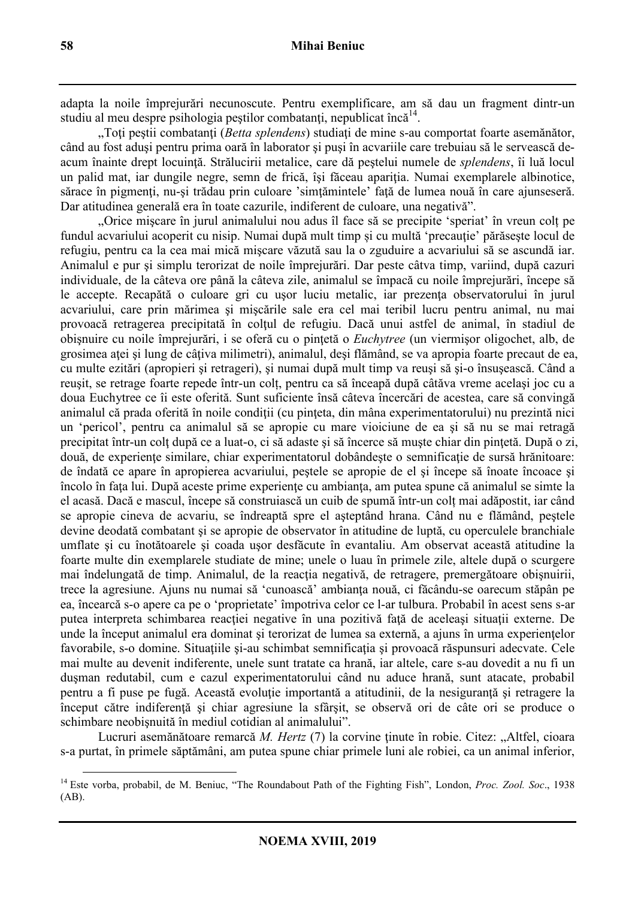adapta la noile împrejurări necunoscute. Pentru exemplificare, am să dau un fragment dintr-un studiu al meu despre psihologia peştilor combatanţi, nepublicat încă[14].

„Toţi peştii combatanţi (*Betta splendens*) studiaţi de mine s-au comportat foarte asemănător, când au fost aduşi pentru prima oară în laborator şi puşi în acvariile care trebuiau să le servească de-acum înainte drept locuinţă. Strălucirii metalice, care dă peştelui numele de *splendens*, îi luă locul un palid mat, iar dungile negre, semn de frică, îşi făceau apariţia. Numai exemplarele albinotice, sărace în pigmenţi, nu-şi trădau prin culoare 'simţămintele' faţă de lumea nouă în care ajunseseră. Dar atitudinea generală era în toate cazurile, indiferent de culoare, una negativă".

„Orice mişcare în jurul animalului nou adus îl face să se precipite 'speriat' în vreun colţ pe fundul acvariului acoperit cu nisip. Numai după mult timp şi cu multă 'precauţie' părăseşte locul de refugiu, pentru ca la cea mai mică mişcare văzută sau la o zguduire a acvariului să se ascundă iar. Animalul e pur şi simplu terorizat de noile împrejurări. Dar peste câtva timp, variind, după cazuri individuale, de la câteva ore până la câteva zile, animalul se împacă cu noile împrejurări, începe să le accepte. Recapătă o culoare gri cu uşor luciu metalic, iar prezenţa observatorului în jurul acvariului, care prin mărimea şi mişcările sale era cel mai teribil lucru pentru animal, nu mai provoacă retragerea precipitată în colţul de refugiu. Dacă unui astfel de animal, în stadiul de obişnuire cu noile împrejurări, i se oferă cu o pinţetă o *Euchytree* (un viermişor oligochet, alb, de grosimea aţei şi lung de câţiva milimetri), animalul, deşi flămând, se va apropia foarte precaut de ea, cu multe ezitări (apropieri şi retrageri), şi numai după mult timp va reuşi să şi-o însuşească. Când a reuşit, se retrage foarte repede într-un colţ, pentru ca să înceapă după câtăva vreme acelaşi joc cu a doua Euchytree ce îi este oferită. Sunt suficiente însă câteva încercări de acestea, care să convingă animalul că prada oferită în noile condiţii (cu pinţeta, din mâna experimentatorului) nu prezintă nici un 'pericol', pentru ca animalul să se apropie cu mare vioiciune de ea şi să nu se mai retragă precipitat într-un colţ după ce a luat-o, ci să adaste şi să încerce să muşte chiar din pinţetă. După o zi, două, de experienţe similare, chiar experimentatorul dobândeşte o semnificaţie de sursă hrănitoare: de îndată ce apare în apropierea acvariului, peştele se apropie de el şi începe să înoate încoace şi încolo în faţa lui. După aceste prime experienţe cu ambianţa, am putea spune că animalul se simte la el acasă. Dacă e mascul, începe să construiască un cuib de spumă într-un colţ mai adăpostit, iar când se apropie cineva de acvariu, se îndreaptă spre el aşteptând hrana. Când nu e flămând, peştele devine deodată combatant şi se apropie de observator în atitudine de luptă, cu operculele branchiale umflate şi cu înotătoarele şi coada uşor desfăcute în evantaliu. Am observat această atitudine la foarte multe din exemplarele studiate de mine; unele o luau în primele zile, altele după o scurgere mai îndelungată de timp. Animalul, de la reacţia negativă, de retragere, premergătoare obişnuirii, trece la agresiune. Ajuns nu numai să 'cunoască' ambianţa nouă, ci făcându-se oarecum stăpân pe ea, încearcă s-o apere ca pe o 'proprietate' împotriva celor ce l-ar tulbura. Probabil în acest sens s-ar putea interpreta schimbarea reacţiei negative în una pozitivă faţă de aceleaşi situaţii externe. De unde la început animalul era dominat şi terorizat de lumea sa externă, a ajuns în urma experienţelor favorabile, s-o domine. Situaţiile şi-au schimbat semnificaţia şi provoacă răspunsuri adecvate. Cele mai multe au devenit indiferente, unele sunt tratate ca hrană, iar altele, care s-au dovedit a nu fi un duşman redutabil, cum e cazul experimentatorului când nu aduce hrană, sunt atacate, probabil pentru a fi puse pe fugă. Această evoluţie importantă a atitudinii, de la nesiguranţă şi retragere la început către indiferenţă şi chiar agresiune la sfârşit, se observă ori de câte ori se produce o schimbare neobişnuită în mediul cotidian al animalului".

Lucruri asemănătoare remarcă *M. Hertz* (7) la corvine ţinute în robie. Citez: „Altfel, cioara s-a purtat, în primele săptămâni, am putea spune chiar primele luni ale robiei, ca un animal inferior,

[14] Este vorba, probabil, de M. Beniuc, "The Roundabout Path of the Fighting Fish", London, *Proc. Zool. Soc*., 1938 (AB).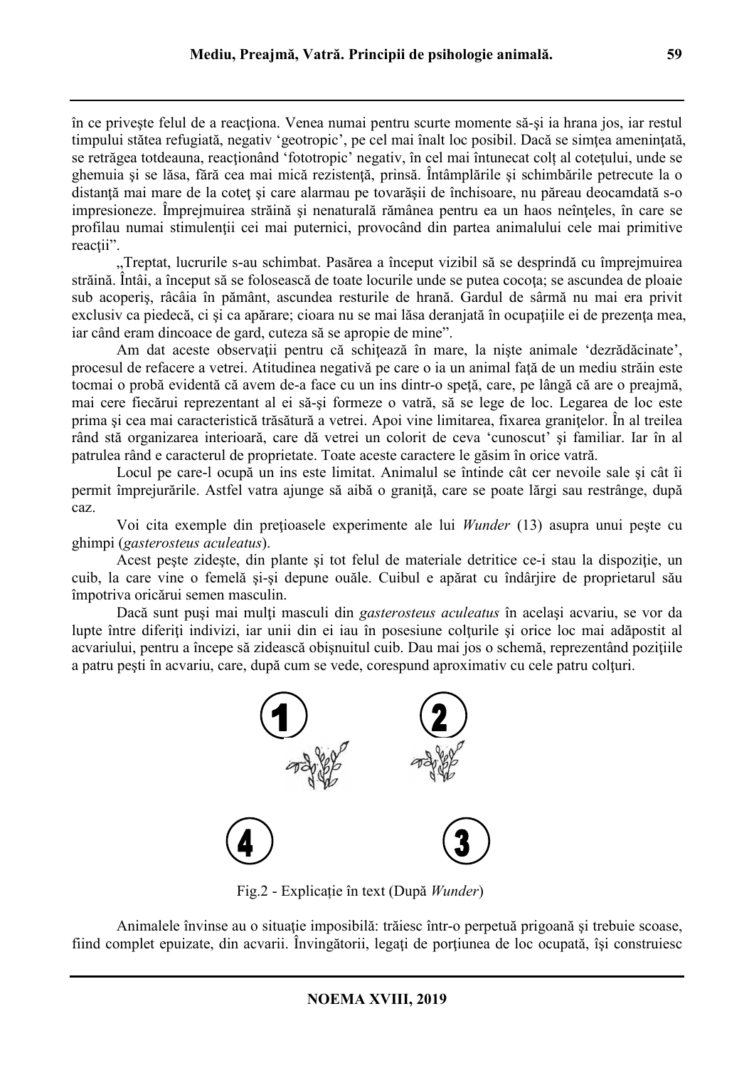în ce priveşte felul de a reacţiona. Venea numai pentru scurte momente să-şi ia hrana jos, iar restul timpului stătea refugiată, negativ 'geotropic', pe cel mai înalt loc posibil. Dacă se simţea ameninţată, se retrăgea totdeauna, reacţionând 'fototropic' negativ, în cel mai întunecat colţ al coteţului, unde se ghemuia şi se lăsa, fără cea mai mică rezistenţă, prinsă. Întâmplările şi schimbările petrecute la o distanţă mai mare de la coteţ şi care alarmau pe tovarăşii de închisoare, nu păreau deocamdată s-o impresioneze. Împrejmuirea străină şi nenaturală rămânea pentru ea un haos neînţeles, în care se profilau numai stimulenţii cei mai puternici, provocând din partea animalului cele mai primitive reacţii".

„Treptat, lucrurile s-au schimbat. Pasărea a început vizibil să se desprindă cu împrejmuirea străină. Întâi, a început să se folosească de toate locurile unde se putea cocoţa; se ascundea de ploaie sub acoperiş, râcâia în pământ, ascundea resturile de hrană. Gardul de sârmă nu mai era privit exclusiv ca piedecă, ci şi ca apărare; cioara nu se mai lăsa deranjată în ocupaţiile ei de prezenţa mea, iar când eram dincoace de gard, cuteza să se apropie de mine".

Am dat aceste observaţii pentru că schiţează în mare, la nişte animale 'dezrădăcinate', procesul de refacere a vetrei. Atitudinea negativă pe care o ia un animal faţă de un mediu străin este tocmai o probă evidentă că avem de-a face cu un ins dintr-o speţă, care, pe lângă că are o preajmă, mai cere fiecărui reprezentant al ei să-şi formeze o vatră, să se lege de loc. Legarea de loc este prima şi cea mai caracteristică trăsătură a vetrei. Apoi vine limitarea, fixarea graniţelor. În al treilea rând stă organizarea interioară, care dă vetrei un colorit de ceva 'cunoscut' şi familiar. Iar în al patrulea rând e caracterul de proprietate. Toate aceste caractere le găsim în orice vatră.

Locul pe care-l ocupă un ins este limitat. Animalul se întinde cât cer nevoile sale şi cât îi permit împrejurările. Astfel vatra ajunge să aibă o graniţă, care se poate lărgi sau restrânge, după caz.

Voi cita exemple din preţioasele experimente ale lui *Wunder* (13) asupra unui peşte cu ghimpi (*gasterosteus aculeatus*).

Acest peşte zideşte, din plante şi tot felul de materiale detritice ce-i stau la dispoziţie, un cuib, la care vine o femelă şi-şi depune ouăle. Cuibul e apărat cu îndârjire de proprietarul său împotriva oricărui semen masculin.

Dacă sunt puşi mai mulţi masculi din *gasterosteus aculeatus* în acelaşi acvariu, se vor da lupte între diferiţi indivizi, iar unii din ei iau în posesiune colţurile şi orice loc mai adăpostit al acvariului, pentru a începe să zidească obişnuitul cuib. Dau mai jos o schemă, reprezentând poziţiile a patru peşti în acvariu, care, după cum se vede, corespund aproximativ cu cele patru colţuri.

Fig.2 - Explicaţie în text (După *Wunder*)

Animalele învinse au o situaţie imposibilă: trăiesc într-o perpetuă prigoană şi trebuie scoase, fiind complet epuizate, din acvarii. Învingătorii, legaţi de porţiunea de loc ocupată, îşi construiesc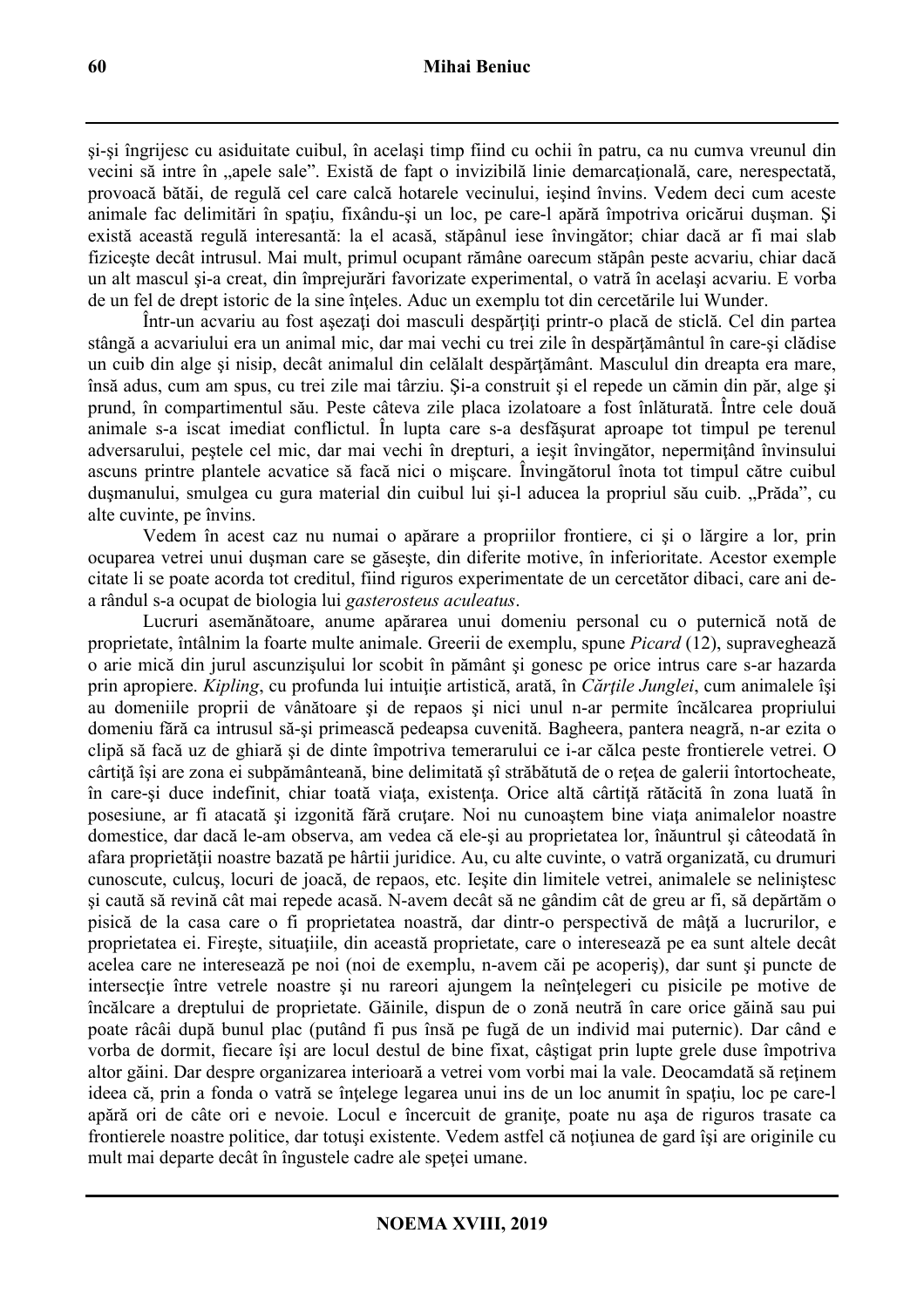şi-şi îngrijesc cu asiduitate cuibul, în acelaşi timp fiind cu ochii în patru, ca nu cumva vreunul din vecini să intre în „apele sale". Există de fapt o invizibilă linie demarcaţională, care, nerespectată, provoacă bătăi, de regulă cel care calcă hotarele vecinului, ieşind învins. Vedem deci cum aceste animale fac delimitări în spaţiu, fixându-şi un loc, pe care-l apără împotriva oricărui duşman. Şi există această regulă interesantă: la el acasă, stăpânul iese învingător; chiar dacă ar fi mai slab fiziceşte decât intrusul. Mai mult, primul ocupant rămâne oarecum stăpân peste acvariu, chiar dacă un alt mascul şi-a creat, din împrejurări favorizate experimental, o vatră în acelaşi acvariu. E vorba de un fel de drept istoric de la sine înţeles. Aduc un exemplu tot din cercetările lui Wunder.

Într-un acvariu au fost aşezaţi doi masculi despărţiţi printr-o placă de sticlă. Cel din partea stângă a acvariului era un animal mic, dar mai vechi cu trei zile în despărţământul în care-şi clădise un cuib din alge şi nisip, decât animalul din celălalt despărţământ. Masculul din dreapta era mare, însă adus, cum am spus, cu trei zile mai târziu. Şi-a construit şi el repede un cămin din păr, alge şi prund, în compartimentul său. Peste câteva zile placa izolatoare a fost înlăturată. Între cele două animale s-a iscat imediat conflictul. În lupta care s-a desfăşurat aproape tot timpul pe terenul adversarului, peştele cel mic, dar mai vechi în drepturi, a ieşit învingător, nepermiţând învinsului ascuns printre plantele acvatice să facă nici o mişcare. Învingătorul înota tot timpul către cuibul duşmanului, smulgea cu gura material din cuibul lui şi-l aducea la propriul său cuib. „Prăda", cu alte cuvinte, pe învins.

Vedem în acest caz nu numai o apărare a propriilor frontiere, ci şi o lărgire a lor, prin ocuparea vetrei unui duşman care se găseşte, din diferite motive, în inferioritate. Acestor exemple citate li se poate acorda tot creditul, fiind riguros experimentate de un cercetător dibaci, care ani de-a rândul s-a ocupat de biologia lui *gasterosteus aculeatus*.

Lucruri asemănătoare, anume apărarea unui domeniu personal cu o puternică notă de proprietate, întâlnim la foarte multe animale. Greerii de exemplu, spune *Picard* (12), supraveghează o arie mică din jurul ascunzişului lor scobit în pământ şi gonesc pe orice intrus care s-ar hazarda prin apropiere. *Kipling*, cu profunda lui intuiţie artistică, arată, în *Cărţile Junglei*, cum animalele îşi au domeniile proprii de vânătoare şi de repaos şi nici unul n-ar permite încălcarea propriului domeniu fără ca intrusul să-şi primească pedeapsa cuvenită. Bagheera, pantera neagră, n-ar ezita o clipă să facă uz de ghiară şi de dinte împotriva temerarului ce i-ar călca peste frontierele vetrei. O cârtiţă îşi are zona ei subpământeană, bine delimitată şî străbătută de o reţea de galerii întortocheate, în care-şi duce indefinit, chiar toată viaţa, existenţa. Orice altă cârtiţă rătăcită în zona luată în posesiune, ar fi atacată şi izgonită fără cruţare. Noi nu cunoaştem bine viaţa animalelor noastre domestice, dar dacă le-am observa, am vedea că ele-şi au proprietatea lor, înăuntrul şi câteodată în afara proprietăţii noastre bazată pe hârtii juridice. Au, cu alte cuvinte, o vatră organizată, cu drumuri cunoscute, culcuş, locuri de joacă, de repaos, etc. Ieşite din limitele vetrei, animalele se nelinişesc şi caută să revină cât mai repede acasă. N-avem decât să ne gândim cât de greu ar fi, să depărtăm o pisică de la casa care o fi proprietatea noastră, dar dintr-o perspectivă de mâţă a lucrurilor, e proprietatea ei. Fireşte, situaţiile, din această proprietate, care o interesează pe ea sunt altele decât acelea care ne interesează pe noi (noi de exemplu, n-avem căi pe acoperiş), dar sunt şi puncte de intersecţie între vetrele noastre şi nu rareori ajungem la neînţelegeri cu pisicile pe motive de încălcare a dreptului de proprietate. Găinile, dispun de o zonă neutră în care orice găină sau pui poate râcâi după bunul plac (putând fi pus însă pe fugă de un individ mai puternic). Dar când e vorba de dormit, fiecare îşi are locul destul de bine fixat, câştigat prin lupte grele duse împotriva altor găini. Dar despre organizarea interioară a vetrei vom vorbi mai la vale. Deocamdată să reţinem ideea că, prin a fonda o vatră se înţelege legarea unui ins de un loc anumit în spaţiu, loc pe care-l apără ori de câte ori e nevoie. Locul e încercuit de graniţe, poate nu aşa de riguros trasate ca frontierele noastre politice, dar totuşi existente. Vedem astfel că noţiunea de gard îşi are originile cu mult mai departe decât în îngustele cadre ale speţei umane.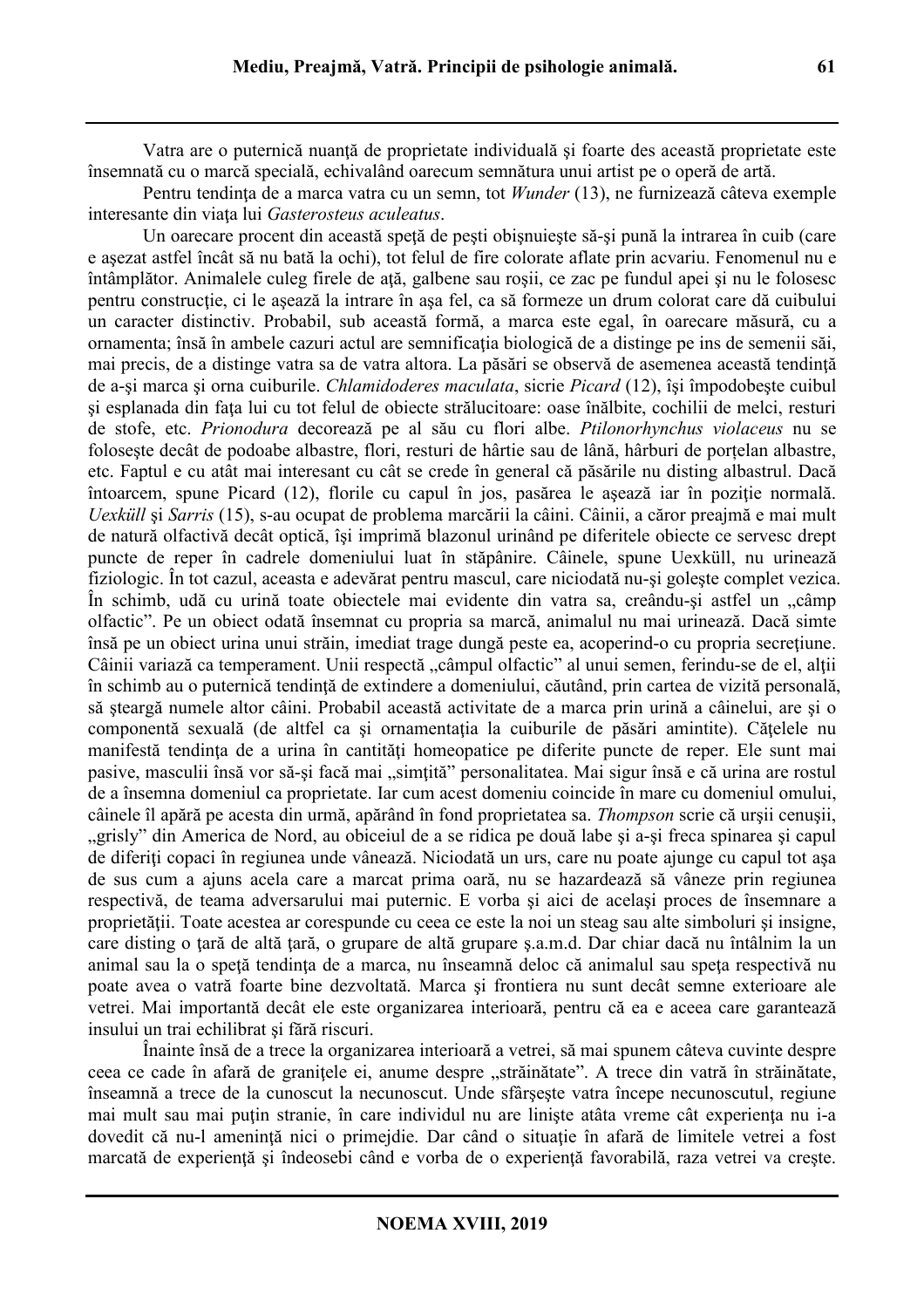Vatra are o puternică nuanţă de proprietate individuală şi foarte des această proprietate este însemnată cu o marcă specială, echivalând oarecum semnătura unui artist pe o operă de artă.

Pentru tendinţa de a marca vatra cu un semn, tot *Wunder* (13), ne furnizează câteva exemple interesante din viaţa lui *Gasterosteus aculeatus*.

Un oarecare procent din această speţă de peşti obişnuieşte să-şi pună la intrarea în cuib (care e aşezat astfel încât să nu bată la ochi), tot felul de fire colorate aflate prin acvariu. Fenomenul nu e întâmplător. Animalele culeg firele de aţă, galbene sau roşii, ce zac pe fundul apei şi nu le folosesc pentru construcţie, ci le aşează la intrare în aşa fel, ca să formeze un drum colorat care dă cuibului un caracter distinctiv. Probabil, sub această formă, a marca este egal, în oarecare măsură, cu a ornamenta; însă în ambele cazuri actul are semnificaţia biologică de a distinge pe ins de semenii săi, mai precis, de a distinge vatra sa de vatra altora. La păsări se observă de asemenea această tendinţă de a-şi marca şi orna cuiburile. *Chlamidoderes maculata*, sicrie *Picard* (12), îşi împodobeşte cuibul şi esplanada din faţa lui cu tot felul de obiecte strălucitoare: oase înălbite, cochilii de melci, resturi de stofe, etc. *Prionodura* decorează pe al său cu flori albe. *Ptilonorhynchus violaceus* nu se foloseşte decât de podoabe albastre, flori, resturi de hârtie sau de lână, hârburi de porţelan albastre, etc. Faptul e cu atât mai interesant cu cât se crede în general că păsările nu disting albastrul. Dacă întoarcem, spune Picard (12), florile cu capul în jos, pasărea le aşează iar în poziţie normală. *Uexküll* şi *Sarris* (15), s-au ocupat de problema marcării la câini. Câinii, a căror preajmă e mai mult de natură olfactivă decât optică, îşi imprimă blazonul urinând pe diferitele obiecte ce servesc drept puncte de reper în cadrele domeniului luat în stăpânire. Câinele, spune Uexküll, nu urinează fiziologic. În tot cazul, aceasta e adevărat pentru mascul, care niciodată nu-şi goleşte complet vezica. În schimb, udă cu urină toate obiectele mai evidente din vatra sa, creându-şi astfel un „câmp olfactic”. Pe un obiect odată însemnat cu propria sa marcă, animalul nu mai urinează. Dacă simte însă pe un obiect urina unui străin, imediat trage dungă peste ea, acoperind-o cu propria secreţiune. Câinii variază ca temperament. Unii respectă „câmpul olfactic” al unui semen, ferindu-se de el, alţii în schimb au o puternică tendinţă de extindere a domeniului, căutând, prin cartea de vizită personală, să şteargă numele altor câini. Probabil această activitate de a marca prin urină a câinelui, are şi o componentă sexuală (de altfel ca şi ornamentaţia la cuiburile de păsări amintite). Căţelele nu manifestă tendinţa de a urina în cantităţi homeopatice pe diferite puncte de reper. Ele sunt mai pasive, masculii însă vor să-şi facă mai „simţită” personalitatea. Mai sigur însă e că urina are rostul de a însemna domeniul ca proprietate. Iar cum acest domeniu coincide în mare cu domeniul omului, câinele îl apără pe acesta din urmă, apărând în fond proprietatea sa. *Thompson* scrie că urşii cenuşii, „grisly” din America de Nord, au obiceiul de a se ridica pe două labe şi a-şi freca spinarea şi capul de diferiţi copaci în regiunea unde vânează. Niciodată un urs, care nu poate ajunge cu capul tot aşa de sus cum a ajuns acela care a marcat prima oară, nu se hazardează să vâneze prin regiunea respectivă, de teama adversarului mai puternic. E vorba şi aici de acelaşi proces de însemnare a proprietăţii. Toate acestea ar corespunde cu ceea ce este la noi un steag sau alte simboluri şi insigne, care disting o ţară de altă ţară, o grupare de altă grupare ş.a.m.d. Dar chiar dacă nu întâlnim la un animal sau la o speţă tendinţa de a marca, nu înseamnă deloc că animalul sau speţa respectivă nu poate avea o vatră foarte bine dezvoltată. Marca şi frontiera nu sunt decât semne exterioare ale vetrei. Mai importantă decât ele este organizarea interioară, pentru că ea e aceea care garantează insului un trai echilibrat şi fără riscuri.

Înainte însă de a trece la organizarea interioară a vetrei, să mai spunem câteva cuvinte despre ceea ce cade în afară de graniţele ei, anume despre „străinătate”. A trece din vatră în străinătate, înseamnă a trece de la cunoscut la necunoscut. Unde sfârşeşte vatra începe necunoscutul, regiune mai mult sau mai puţin stranie, în care individul nu are linişte atâta vreme cât experienţa nu i-a dovedit că nu-l ameninţă nici o primejdie. Dar când o situaţie în afară de limitele vetrei a fost marcată de experienţă şi îndeosebi când e vorba de o experienţă favorabilă, raza vetrei va creşte.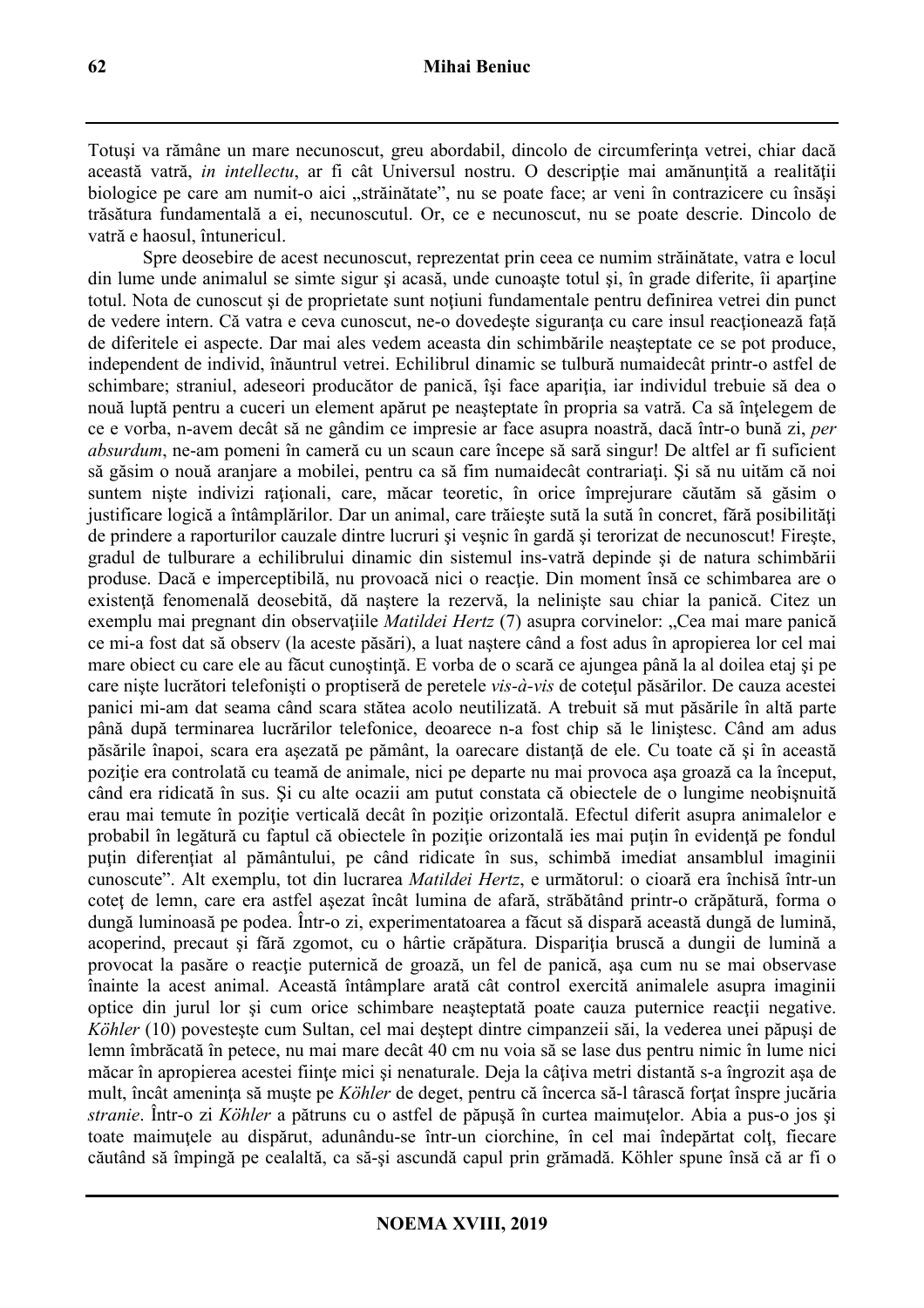Totuşi va rămâne un mare necunoscut, greu abordabil, dincolo de circumferinţa vetrei, chiar dacă această vatră, *in intellectu*, ar fi cât Universul nostru. O descripţie mai amănunţită a realităţii biologice pe care am numit-o aici „străinătate", nu se poate face; ar veni în contrazicere cu însăşi trăsătura fundamentală a ei, necunoscutul. Or, ce e necunoscut, nu se poate descrie. Dincolo de vatră e haosul, întunericul.

Spre deosebire de acest necunoscut, reprezentat prin ceea ce numim străinătate, vatra e locul din lume unde animalul se simte sigur şi acasă, unde cunoaşte totul şi, în grade diferite, îi aparţine totul. Nota de cunoscut şi de proprietate sunt noţiuni fundamentale pentru definirea vetrei din punct de vedere intern. Că vatra e ceva cunoscut, ne-o dovedeşte siguranţa cu care insul reacţionează faţă de diferitele ei aspecte. Dar mai ales vedem aceasta din schimbările neaşteptate ce se pot produce, independent de individ, înăuntrul vetrei. Echilibrul dinamic se tulbură numaidecât printr-o astfel de schimbare; straniul, adeseori producător de panică, îşi face apariţia, iar individul trebuie să dea o nouă luptă pentru a cuceri un element apărut pe neaşteptate în propria sa vatră. Ca să înţelegem de ce e vorba, n-avem decât să ne gândim ce impresie ar face asupra noastră, dacă într-o bună zi, *per absurdum*, ne-am pomeni în cameră cu un scaun care începe să sară singur! De altfel ar fi suficient să găsim o nouă aranjare a mobilei, pentru ca să fim numaidecât contrariaţi. Şi să nu uităm că noi suntem nişte indivizi raţionali, care, măcar teoretic, în orice împrejurare căutăm să găsim o justificare logică a întâmplărilor. Dar un animal, care trăieşte sută la sută în concret, fără posibilităţi de prindere a raporturilor cauzale dintre lucruri şi veşnic în gardă şi terorizat de necunoscut! Fireşte, gradul de tulburare a echilibrului dinamic din sistemul ins-vatră depinde şi de natura schimbării produse. Dacă e imperceptibilă, nu provoacă nici o reacţie. Din moment însă ce schimbarea are o existenţă fenomenală deosebită, dă naştere la rezervă, la nelinişte sau chiar la panică. Citez un exemplu mai pregnant din observaţiile *Matildei Hertz* (7) asupra corvinelor: „Cea mai mare panică ce mi-a fost dat să observ (la aceste păsări), a luat naştere când a fost adus în apropierea lor cel mai mare obiect cu care ele au făcut cunoştinţă. E vorba de o scară ce ajungea până la al doilea etaj şi pe care nişte lucrători telefonişti o proptiseră de peretele *vis-à-vis* de coteţul păsărilor. De cauza acestei panici mi-am dat seama când scara stătea acolo neutilizată. A trebuit să mut păsările în altă parte până după terminarea lucrărilor telefonice, deoarece n-a fost chip să le liniştesc. Când am adus păsările înapoi, scara era aşezată pe pământ, la oarecare distanţă de ele. Cu toate că şi în această poziţie era controlată cu teamă de animale, nici pe departe nu mai provoca aşa groază ca la început, când era ridicată în sus. Şi cu alte ocazii am putut constata că obiectele de o lungime neobişnuită erau mai temute în poziţie verticală decât în poziţie orizontală. Efectul diferit asupra animalelor e probabil în legătură cu faptul că obiectele în poziţie orizontală ies mai puţin în evidenţă pe fondul puţin diferenţiat al pământului, pe când ridicate în sus, schimbă imediat ansamblul imaginii cunoscute". Alt exemplu, tot din lucrarea *Matildei Hertz*, e următorul: o cioară era închisă într-un coteţ de lemn, care era astfel aşezat încât lumina de afară, străbătând printr-o crăpătură, forma o dungă luminoasă pe podea. Într-o zi, experimentatoarea a făcut să dispară această dungă de lumină, acoperind, precaut şi fără zgomot, cu o hârtie crăpătura. Dispariţia bruscă a dungii de lumină a provocat la pasăre o reacţie puternică de groază, un fel de panică, aşa cum nu se mai observase înainte la acest animal. Această întâmplare arată cât control exercită animalele asupra imaginii optice din jurul lor şi cum orice schimbare neaşteptată poate cauza puternice reacţii negative. *Köhler* (10) povesteşte cum Sultan, cel mai deştept dintre cimpanzeii săi, la vederea unei păpuşi de lemn îmbrăcată în petece, nu mai mare decât 40 cm nu voia să se lase dus pentru nimic în lume nici măcar în apropierea acestei fiinţe mici şi nenaturale. Deja la câţiva metri distanţă s-a îngrozit aşa de mult, încât ameninţa să muşte pe *Köhler* de deget, pentru că încerca să-l târască forţat înspre jucăria *stranie*. Într-o zi *Köhler* a pătruns cu o astfel de păpuşă în curtea maimuţelor. Abia a pus-o jos şi toate maimuţele au dispărut, adunându-se într-un ciorchine, în cel mai îndepărtat colţ, fiecare căutând să împingă pe cealaltă, ca să-şi ascundă capul prin grămadă. Köhler spune însă că ar fi o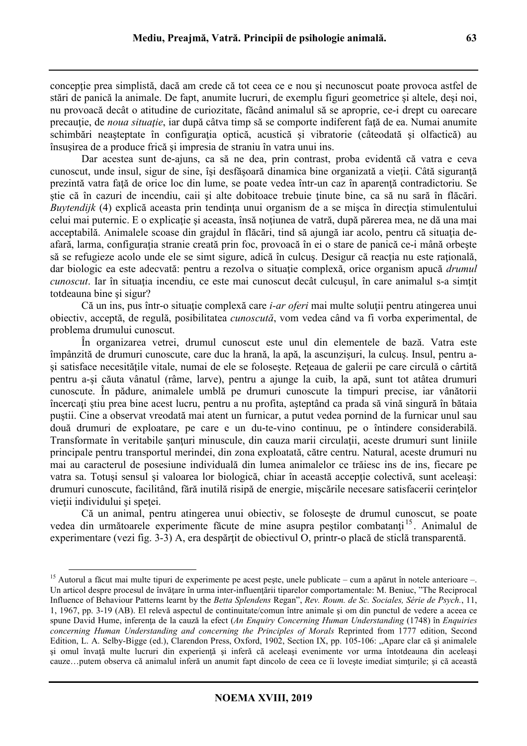concepţie prea simplistă, dacă am crede că tot ceea ce e nou şi necunoscut poate provoca astfel de stări de panică la animale. De fapt, anumite lucruri, de exemplu figuri geometrice şi altele, deşi noi, nu provoacă decât o atitudine de curiozitate, făcând animalul să se apropie, ce-i drept cu oarecare precauţie, de *noua situaţie*, iar după câtva timp să se comporte indiferent faţă de ea. Numai anumite schimbări neaşteptate în configuraţia optică, acustică şi vibratorie (câteodată şi olfactică) au însuşirea de a produce frică şi impresia de straniu în vatra unui ins.

Dar acestea sunt de-ajuns, ca să ne dea, prin contrast, proba evidentă că vatra e ceva cunoscut, unde insul, sigur de sine, îşi desfăşoară dinamica bine organizată a vieţii. Câtă siguranţă prezintă vatra faţă de orice loc din lume, se poate vedea într-un caz în aparenţă contradictoriu. Se ştie că în cazuri de incendiu, caii şi alte dobitoace trebuie ţinute bine, ca să nu sară în flăcări. *Buytendijk* (4) explică aceasta prin tendinţa unui organism de a se mişca în direcţia stimulentului celui mai puternic. E o explicaţie şi aceasta, însă noţiunea de vatră, după părerea mea, ne dă una mai acceptabilă. Animalele scoase din grajdul în flăcări, tind să ajungă iar acolo, pentru că situaţia de-afară, larma, configuraţia stranie creată prin foc, provoacă în ei o stare de panică ce-i mână orbeşte să se refugieze acolo unde ele se simt sigure, adică în culcuş. Desigur că reacţia nu este raţională, dar biologic ea este adecvată: pentru a rezolva o situaţie complexă, orice organism apucă *drumul cunoscut*. Iar în situaţia incendiu, ce este mai cunoscut decât culcuşul, în care animalul s-a simţit totdeauna bine şi sigur?

Că un ins, pus într-o situaţie complexă care *i-ar oferi* mai multe soluţii pentru atingerea unui obiectiv, acceptă, de regulă, posibilitatea *cunoscută*, vom vedea când va fi vorba experimental, de problema drumului cunoscut.

În organizarea vetrei, drumul cunoscut este unul din elementele de bază. Vatra este împânzită de drumuri cunoscute, care duc la hrană, la apă, la ascunzişuri, la culcuş. Insul, pentru a-şi satisface necesităţile vitale, numai de ele se foloseşte. Reţeaua de galerii pe care circulă o cârtiţă pentru a-şi căuta vânatul (râme, larve), pentru a ajunge la cuib, la apă, sunt tot atâtea drumuri cunoscute. În pădure, animalele umblă pe drumuri cunoscute la timpuri precise, iar vânătorii încercaţi ştiu prea bine acest lucru, pentru a nu profita, aşteptând ca prada să vină singură în bătaia puştii. Cine a observat vreodată mai atent un furnicar, a putut vedea pornind de la furnicar unul sau două drumuri de exploatare, pe care e un du-te-vino continuu, pe o întindere considerabilă. Transformate în veritabile şanţuri minuscule, din cauza marii circulaţii, aceste drumuri sunt liniile principale pentru transportul merindei, din zona exploatată, către centru. Natural, aceste drumuri nu mai au caracterul de posesiune individuală din lumea animalelor ce trăiesc ins de ins, fiecare pe vatra sa. Totuşi sensul şi valoarea lor biologică, chiar în această accepţie colectivă, sunt aceleaşi: drumuri cunoscute, facilitând, fără inutilă risipă de energie, mişcările necesare satisfacerii cerinţelor vieţii individului şi speţei.

Că un animal, pentru atingerea unui obiectiv, se foloseşte de drumul cunoscut, se poate vedea din următoarele experimente făcute de mine asupra peştilor combatanţi[15]. Animalul de experimentare (vezi fig. 3-3) A, era despărţit de obiectivul O, printr-o placă de sticlă transparentă.

---

[15] Autorul a făcut mai multe tipuri de experimente pe acest peşte, unele publicate – cum a apărut în notele anterioare –. Un articol despre procesul de învăţare în urma inter-influenţării tiparelor comportamentale: M. Beniuc, "The Reciprocal Influence of Behaviour Patterns learnt by the *Betta Splendens* Regan", *Rev. Roum. de Sc. Sociales, Série de Psych.*, 11, 1, 1967, pp. 3-19 (AB). El relevă aspectul de continuitate/comun între animale şi om din punctul de vedere a aceea ce spune David Hume, inferenţa de la cauză la efect (*An Enquiry Concerning Human Understanding* (1748) în *Enquiries concerning Human Understanding and concerning the Principles of Morals* Reprinted from 1777 edition, Second Edition, L. A. Selby-Bigge (ed.), Clarendon Press, Oxford, 1902, Section IX, pp. 105-106: „Apare clar că şi animalele şi omul învaţă multe lucruri din experienţă şi inferă că aceleaşi evenimente vor urma întotdeauna din aceleaşi cauze…putem observa că animalul inferă un anumit fapt dincolo de ceea ce îi loveşte imediat simţurile; şi că această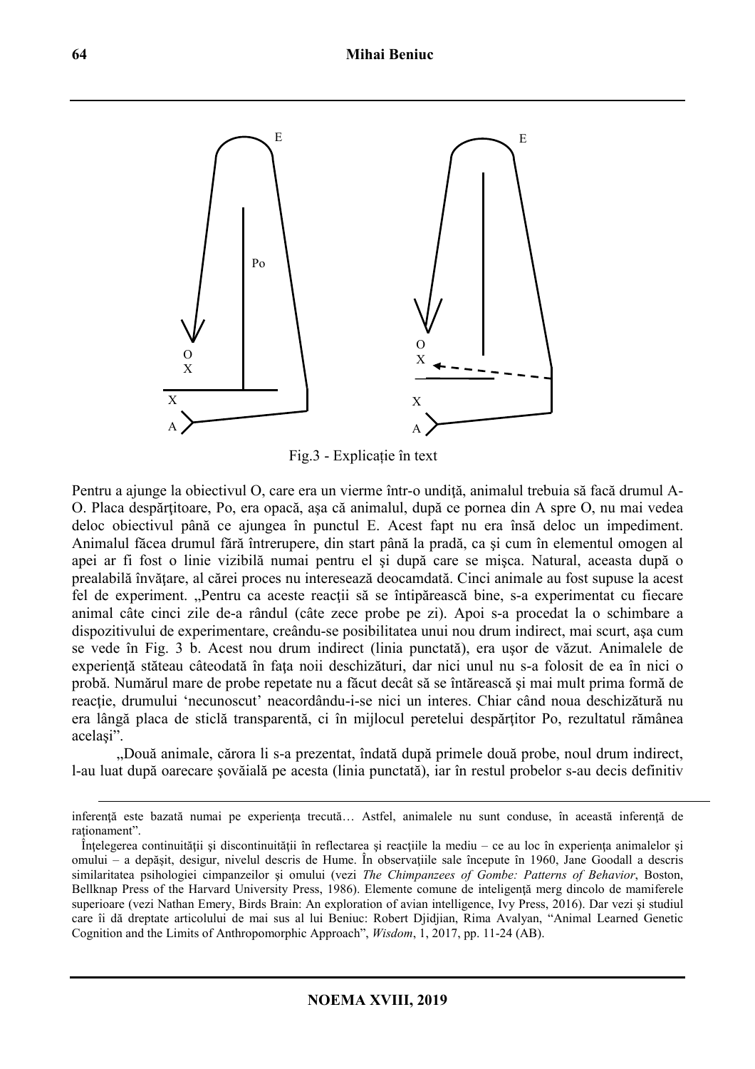Fig.3 - Explicație în text

Pentru a ajunge la obiectivul O, care era un vierme într-o undiță, animalul trebuia să facă drumul A-O. Placa despărțitoare, Po, era opacă, aşa că animalul, după ce pornea din A spre O, nu mai vedea deloc obiectivul până ce ajungea în punctul E. Acest fapt nu era însă deloc un impediment. Animalul făcea drumul fără întrerupere, din start până la pradă, ca şi cum în elementul omogen al apei ar fi fost o linie vizibilă numai pentru el şi după care se mişca. Natural, aceasta după o prealabilă învăţare, al cărei proces nu interesează deocamdată. Cinci animale au fost supuse la acest fel de experiment. „Pentru ca aceste reacţii să se întipărească bine, s-a experimentat cu fiecare animal câte cinci zile de-a rândul (câte zece probe pe zi). Apoi s-a procedat la o schimbare a dispozitivului de experimentare, creându-se posibilitatea unui nou drum indirect, mai scurt, aşa cum se vede în Fig. 3 b. Acest nou drum indirect (linia punctată), era uşor de văzut. Animalele de experienţă stăteau câteodată în faţa noii deschizături, dar nici unul nu s-a folosit de ea în nici o probă. Numărul mare de probe repetate nu a făcut decât să se întărească şi mai mult prima formă de reacţie, drumului 'necunoscut' neacordându-i-se nici un interes. Chiar când noua deschizătură nu era lângă placa de sticlă transparentă, ci în mijlocul peretelui despărţitor Po, rezultatul rămânea acelaşi".

„Două animale, cărora li s-a prezentat, îndată după primele două probe, noul drum indirect, l-au luat după oarecare şovăială pe acesta (linia punctată), iar în restul probelor s-au decis definitiv

---

inferență este bazată numai pe experiența trecută… Astfel, animalele nu sunt conduse, în această inferență de raționament".

Înțelegerea continuității și discontinuității în reflectarea și reacțiile la mediu – ce au loc în experiența animalelor și omului – a depășit, desigur, nivelul descris de Hume. În observațiile sale începute în 1960, Jane Goodall a descris similaritatea psihologiei cimpanzeilor și omului (vezi *The Chimpanzees of Gombe: Patterns of Behavior*, Boston, Bellknap Press of the Harvard University Press, 1986). Elemente comune de inteligență merg dincolo de mamiferele superioare (vezi Nathan Emery, Birds Brain: An exploration of avian intelligence, Ivy Press, 2016). Dar vezi și studiul care îi dă dreptate articolului de mai sus al lui Beniuc: Robert Djidjian, Rima Avalyan, "Animal Learned Genetic Cognition and the Limits of Anthropomorphic Approach", *Wisdom*, 1, 2017, pp. 11-24 (AB).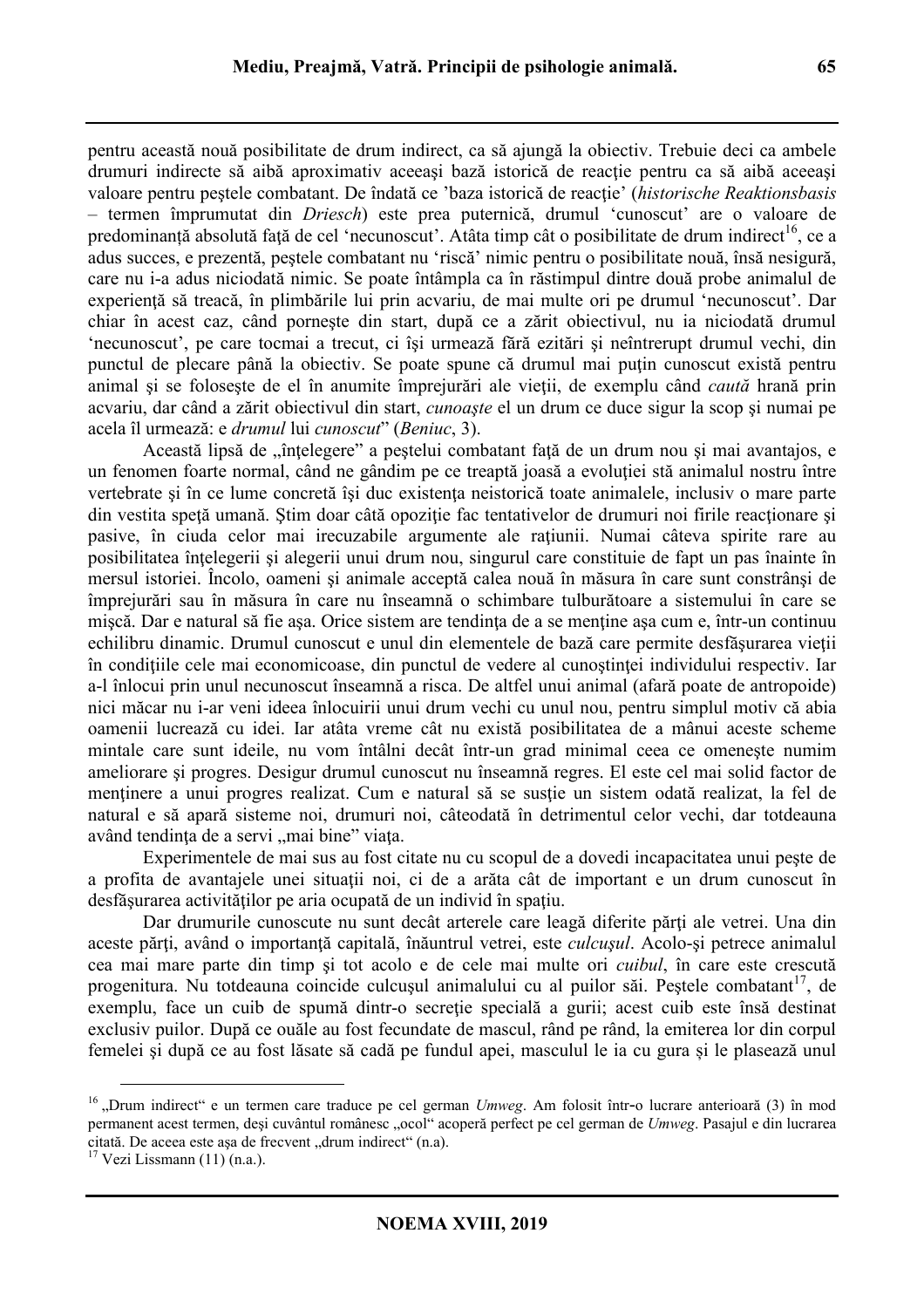pentru această nouă posibilitate de drum indirect, ca să ajungă la obiectiv. Trebuie deci ca ambele drumuri indirecte să aibă aproximativ aceeaşi bază istorică de reacţie pentru ca să aibă aceeaşi valoare pentru peştele combatant. De îndată ce 'baza istorică de reacţie' (*historische Reaktionsbasis* – termen împrumutat din *Driesch*) este prea puternică, drumul 'cunoscut' are o valoare de predominanţă absolută faţă de cel 'necunoscut'. Atâta timp cât o posibilitate de drum indirect[16], ce a adus succes, e prezentă, peştele combatant nu 'riscă' nimic pentru o posibilitate nouă, însă nesigură, care nu i-a adus niciodată nimic. Se poate întâmpla ca în răstimpul dintre două probe animalul de experienţă să treacă, în plimbările lui prin acvariu, de mai multe ori pe drumul 'necunoscut'. Dar chiar în acest caz, când porneşte din start, după ce a zărit obiectivul, nu ia niciodată drumul 'necunoscut', pe care tocmai a trecut, ci îşi urmează fără ezitări şi neîntrerupt drumul vechi, din punctul de plecare până la obiectiv. Se poate spune că drumul mai puţin cunoscut există pentru animal şi se foloseşte de el în anumite împrejurări ale vieţii, de exemplu când *caută* hrană prin acvariu, dar când a zărit obiectivul din start, *cunoaşte* el un drum ce duce sigur la scop şi numai pe acela îl urmează: e *drumul* lui *cunoscut*" (*Beniuc*, 3).

Această lipsă de „înţelegere" a peştelui combatant faţă de un drum nou şi mai avantajos, e un fenomen foarte normal, când ne gândim pe ce treaptă joasă a evoluţiei stă animalul nostru între vertebrate şi în ce lume concretă îşi duc existenţa neistorică toate animalele, inclusiv o mare parte din vestita speţă umană. Ştim doar câtă opoziţie fac tentativelor de drumuri noi firile reacţionare şi pasive, în ciuda celor mai irecuzabile argumente ale raţiunii. Numai câteva spirite rare au posibilitatea înţelegerii şi alegerii unui drum nou, singurul care constituie de fapt un pas înainte în mersul istoriei. Încolo, oameni şi animale acceptă calea nouă în măsura în care sunt constrânşi de împrejurări sau în măsura în care nu înseamnă o schimbare tulburătoare a sistemului în care se mişcă. Dar e natural să fie aşa. Orice sistem are tendinţa de a se menţine aşa cum e, într-un continuu echilibru dinamic. Drumul cunoscut e unul din elementele de bază care permite desfăşurarea vieţii în condiţiile cele mai economicoase, din punctul de vedere al cunoştinţei individului respectiv. Iar a-l înlocui prin unul necunoscut înseamnă a risca. De altfel unui animal (afară poate de antropoide) nici măcar nu i-ar veni ideea înlocuirii unui drum vechi cu unul nou, pentru simplul motiv că abia oamenii lucrează cu idei. Iar atâta vreme cât nu există posibilitatea de a mânui aceste scheme mintale care sunt ideile, nu vom întâlni decât într-un grad minimal ceea ce omeneşte numim ameliorare şi progres. Desigur drumul cunoscut nu înseamnă regres. El este cel mai solid factor de menţinere a unui progres realizat. Cum e natural să se susţie un sistem odată realizat, la fel de natural e să apară sisteme noi, drumuri noi, câteodată în detrimentul celor vechi, dar totdeauna având tendinţa de a servi „mai bine" viaţa.

Experimentele de mai sus au fost citate nu cu scopul de a dovedi incapacitatea unui peşte de a profita de avantajele unei situaţii noi, ci de a arăta cât de important e un drum cunoscut în desfăşurarea activităţilor pe aria ocupată de un individ în spaţiu.

Dar drumurile cunoscute nu sunt decât arterele care leagă diferite părţi ale vetrei. Una din aceste părţi, având o importanţă capitală, înăuntrul vetrei, este *culcuşul*. Acolo-şi petrece animalul cea mai mare parte din timp şi tot acolo e de cele mai multe ori *cuibul*, în care este crescută progenitura. Nu totdeauna coincide culcuşul animalului cu al puilor săi. Peştele combatant[17], de exemplu, face un cuib de spumă dintr-o secreţie specială a gurii; acest cuib este însă destinat exclusiv puilor. După ce ouăle au fost fecundate de mascul, rând pe rând, la emiterea lor din corpul femelei şi după ce au fost lăsate să cadă pe fundul apei, masculul le ia cu gura şi le plasează unul

---

[16] „Drum indirect" e un termen care traduce pe cel german *Umweg*. Am folosit într-o lucrare anterioară (3) în mod permanent acest termen, deşi cuvântul românesc „ocol" acoperă perfect pe cel german de *Umweg*. Pasajul e din lucrarea citată. De aceea este aşa de frecvent „drum indirect" (n.a).

[17] Vezi Lissmann (11) (n.a.).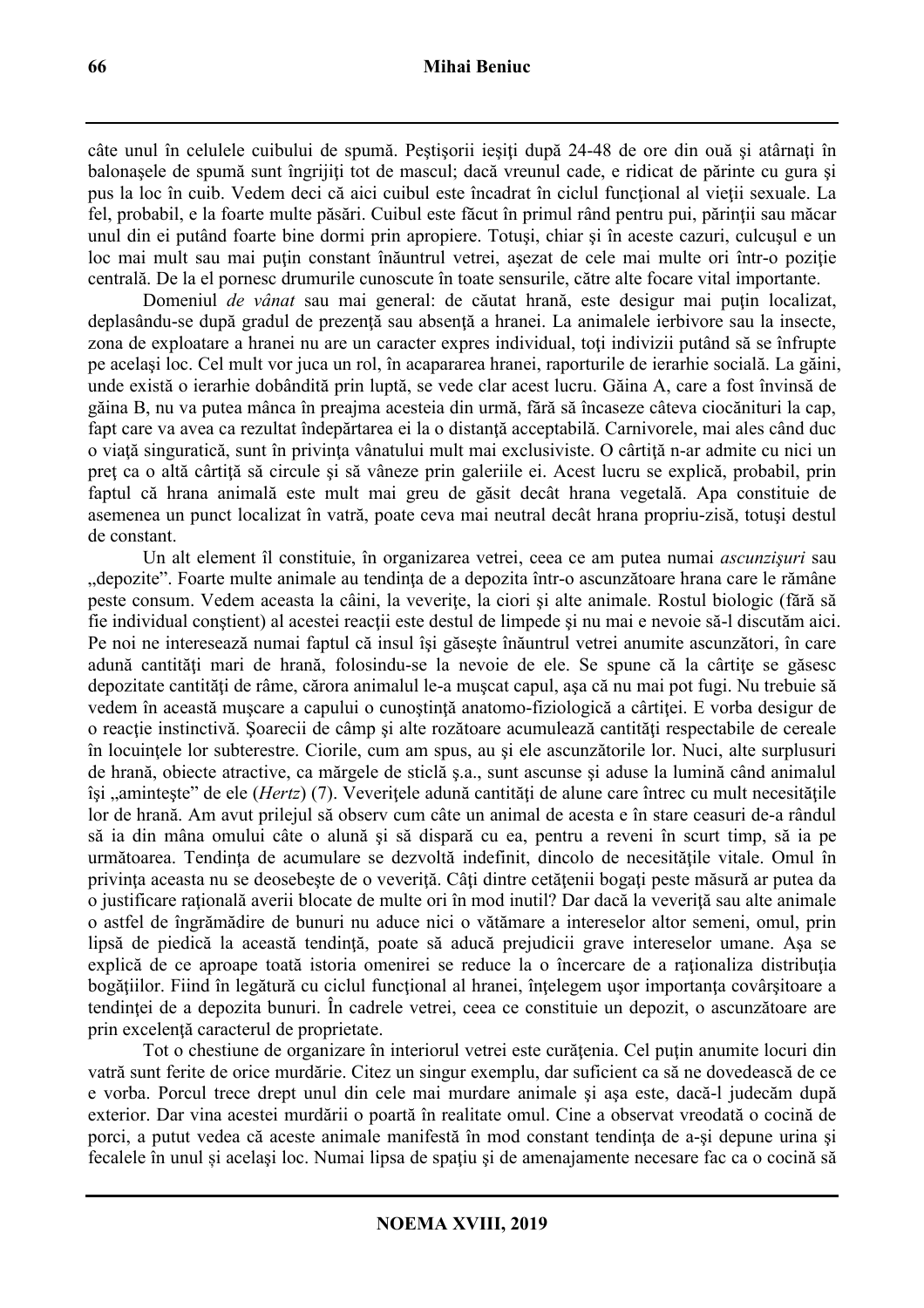câte unul în celulele cuibului de spumă. Peştişorii ieşiţi după 24-48 de ore din ouă şi atârnaţi în balonaşele de spumă sunt îngrijiţi tot de mascul; dacă vreunul cade, e ridicat de părinte cu gura şi pus la loc în cuib. Vedem deci că aici cuibul este încadrat în ciclul funcţional al vieţii sexuale. La fel, probabil, e la foarte multe păsări. Cuibul este făcut în primul rând pentru pui, părinţii sau măcar unul din ei putând foarte bine dormi prin apropiere. Totuşi, chiar şi în aceste cazuri, culcuşul e un loc mai mult sau mai puţin constant înăuntrul vetrei, aşezat de cele mai multe ori într-o poziţie centrală. De la el pornesc drumurile cunoscute în toate sensurile, către alte focare vital importante.

Domeniul *de vânat* sau mai general: de căutat hrană, este desigur mai puţin localizat, deplasându-se după gradul de prezenţă sau absenţă a hranei. La animalele ierbivore sau la insecte, zona de exploatare a hranei nu are un caracter expres individual, toţi indivizii putând să se înfrupte pe acelaşi loc. Cel mult vor juca un rol, în acapararea hranei, raporturile de ierarhie socială. La găini, unde există o ierarhie dobândită prin luptă, se vede clar acest lucru. Găina A, care a fost învinsă de găina B, nu va putea mânca în preajma acesteia din urmă, fără să încaseze câteva ciocănituri la cap, fapt care va avea ca rezultat îndepărtarea ei la o distanţă acceptabilă. Carnivorele, mai ales când duc o viaţă singuratică, sunt în privinţa vânatului mult mai exclusiviste. O cârtiţă n-ar admite cu nici un preţ ca o altă cârtiţă să circule şi să vâneze prin galeriile ei. Acest lucru se explică, probabil, prin faptul că hrana animală este mult mai greu de găsit decât hrana vegetală. Apa constituie de asemenea un punct localizat în vatră, poate ceva mai neutral decât hrana propriu-zisă, totuşi destul de constant.

Un alt element îl constituie, în organizarea vetrei, ceea ce am putea numai *ascunzişuri* sau „depozite". Foarte multe animale au tendinţa de a depozita într-o ascunzătoare hrana care le rămâne peste consum. Vedem aceasta la câini, la veveriţe, la ciori şi alte animale. Rostul biologic (fără să fie individual conştient) al acestei reacţii este destul de limpede şi nu mai e nevoie să-l discutăm aici. Pe noi ne interesează numai faptul că insul îşi găseşte înăuntrul vetrei anumite ascunzători, în care adună cantităţi mari de hrană, folosindu-se la nevoie de ele. Se spune că la cârtiţe se găsesc depozitate cantităţi de râme, cărora animalul le-a muşcat capul, aşa că nu mai pot fugi. Nu trebuie să vedem în această muşcare a capului o cunoştinţă anatomo-fiziologică a cârtiţei. E vorba desigur de o reacţie instinctivă. Şoarecii de câmp şi alte rozătoare acumulează cantităţi respectabile de cereale în locuinţele lor subterestre. Ciorile, cum am spus, au şi ele ascunzătorile lor. Nuci, alte surplusuri de hrană, obiecte atractive, ca mărgele de sticlă ş.a., sunt ascunse şi aduse la lumină când animalul îşi „aminteşte" de ele (*Hertz*) (7). Veveriţele adună cantităţi de alune care întrec cu mult necesităţile lor de hrană. Am avut prilejul să observ cum câte un animal de acesta e în stare ceasuri de-a rândul să ia din mâna omului câte o alună şi să dispară cu ea, pentru a reveni în scurt timp, să ia pe următoarea. Tendinţa de acumulare se dezvoltă indefinit, dincolo de necesităţile vitale. Omul în privinţa aceasta nu se deosebeşte de o veveriţă. Câţi dintre cetăţenii bogaţi peste măsură ar putea da o justificare raţională averii blocate de multe ori în mod inutil? Dar dacă la veveriţă sau alte animale o astfel de îngrămădire de bunuri nu aduce nici o vătămare a intereselor altor semeni, omul, prin lipsă de piedică la această tendinţă, poate să aducă prejudicii grave intereselor umane. Aşa se explică de ce aproape toată istoria omenirei se reduce la o încercare de a raţionaliza distribuţia bogăţiilor. Fiind în legătură cu ciclul funcţional al hranei, înţelegem uşor importanţa covârşitoare a tendinţei de a depozita bunuri. În cadrele vetrei, ceea ce constituie un depozit, o ascunzătoare are prin excelenţă caracterul de proprietate.

Tot o chestiune de organizare în interiorul vetrei este curăţenia. Cel puţin anumite locuri din vatră sunt ferite de orice murdărie. Citez un singur exemplu, dar suficient ca să ne dovedească de ce e vorba. Porcul trece drept unul din cele mai murdare animale şi aşa este, dacă-l judecăm după exterior. Dar vina acestei murdării o poartă în realitate omul. Cine a observat vreodată o cocină de porci, a putut vedea că aceste animale manifestă în mod constant tendinţa de a-şi depune urina şi fecalele în unul și acelaşi loc. Numai lipsa de spaţiu şi de amenajamente necesare fac ca o cocină să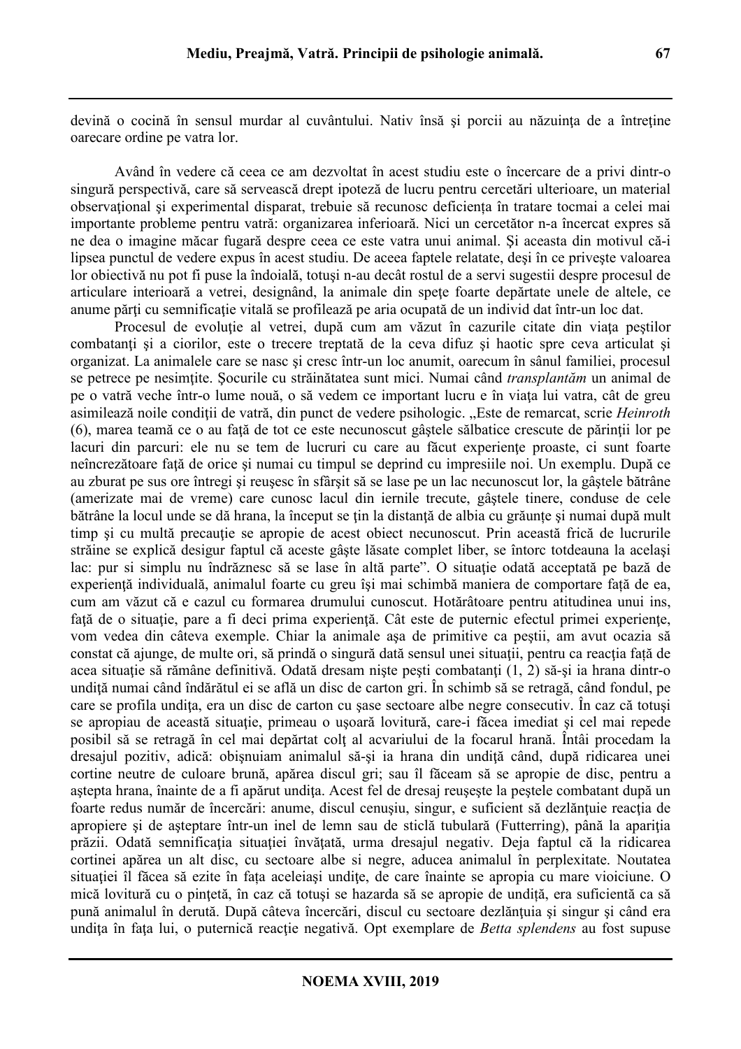devină o cocină în sensul murdar al cuvântului. Nativ însă şi porcii au năzuinţa de a întreţine oarecare ordine pe vatra lor.

Având în vedere că ceea ce am dezvoltat în acest studiu este o încercare de a privi dintr-o singură perspectivă, care să servească drept ipoteză de lucru pentru cercetări ulterioare, un material observaţional şi experimental disparat, trebuie să recunosc deficienţa în tratare tocmai a celei mai importante probleme pentru vatră: organizarea inferioară. Nici un cercetător n-a încercat expres să ne dea o imagine măcar fugară despre ceea ce este vatra unui animal. Şi aceasta din motivul că-i lipsea punctul de vedere expus în acest studiu. De aceea faptele relatate, deşi în ce priveşte valoarea lor obiectivă nu pot fi puse la îndoială, totuşi n-au decât rostul de a servi sugestii despre procesul de articulare interioară a vetrei, designând, la animale din speţe foarte depărtate unele de altele, ce anume părţi cu semnificaţie vitală se profilează pe aria ocupată de un individ dat într-un loc dat.

Procesul de evoluţie al vetrei, după cum am văzut în cazurile citate din viaţa peştilor combatanţi şi a ciorilor, este o trecere treptată de la ceva difuz şi haotic spre ceva articulat şi organizat. La animalele care se nasc şi cresc într-un loc anumit, oarecum în sânul familiei, procesul se petrece pe nesimţite. Şocurile cu străinătatea sunt mici. Numai când *transplantăm* un animal de pe o vatră veche într-o lume nouă, o să vedem ce important lucru e în viaţa lui vatra, cât de greu asimilează noile condiţii de vatră, din punct de vedere psihologic. „Este de remarcat, scrie *Heinroth* (6), marea teamă ce o au faţă de tot ce este necunoscut gâştele sălbatice crescute de părinţii lor pe lacuri din parcuri: ele nu se tem de lucruri cu care au făcut experienţe proaste, ci sunt foarte neîncrezătoare faţă de orice şi numai cu timpul se deprind cu impresiile noi. Un exemplu. După ce au zburat pe sus ore întregi şi reuşesc în sfârşit să se lase pe un lac necunoscut lor, la gâştele bătrâne (amerizate mai de vreme) care cunosc lacul din iernile trecute, gâştele tinere, conduse de cele bătrâne la locul unde se dă hrana, la început se ţin la distanţă de albia cu grăunţe şi numai după mult timp şi cu multă precauţie se apropie de acest obiect necunoscut. Prin această frică de lucrurile străine se explică desigur faptul că aceste gâşte lăsate complet liber, se întorc totdeauna la acelaşi lac: pur si simplu nu îndrăznesc să se lase în altă parte". O situaţie odată acceptată pe bază de experienţă individuală, animalul foarte cu greu îşi mai schimbă maniera de comportare faţă de ea, cum am văzut că e cazul cu formarea drumului cunoscut. Hotărâtoare pentru atitudinea unui ins, faţă de o situaţie, pare a fi deci prima experienţă. Cât este de puternic efectul primei experienţe, vom vedea din câteva exemple. Chiar la animale aşa de primitive ca peştii, am avut ocazia să constat că ajunge, de multe ori, să prindă o singură dată sensul unei situaţii, pentru ca reacţia faţă de acea situaţie să rămâne definitivă. Odată dresam nişte peşti combatanţi (1, 2) să-şi ia hrana dintr-o undiţă numai când îndărătul ei se află un disc de carton gri. În schimb să se retragă, când fondul, pe care se profila undiţa, era un disc de carton cu şase sectoare albe negre consecutiv. În caz că totuşi se apropiau de această situaţie, primeau o uşoară lovitură, care-i făcea imediat şi cel mai repede posibil să se retragă în cel mai depărtat colţ al acvariului de la focarul hrană. Întâi procedam la dresajul pozitiv, adică: obişnuiam animalul să-şi ia hrana din undiţă când, după ridicarea unei cortine neutre de culoare brună, apărea discul gri; sau îl făceam să se apropie de disc, pentru a aştepta hrana, înainte de a fi apărut undiţa. Acest fel de dresaj reuşeşte la peştele combatant după un foarte redus număr de încercări: anume, discul cenuşiu, singur, e suficient să dezlănţuie reacţia de apropiere şi de aşteptare într-un inel de lemn sau de sticlă tubulară (Futterring), până la apariţia prăzii. Odată semnificaţia situaţiei învăţată, urma dresajul negativ. Deja faptul că la ridicarea cortinei apărea un alt disc, cu sectoare albe si negre, aducea animalul în perplexitate. Noutatea situaţiei îl făcea să ezite în faţa aceleiaşi undiţe, de care înainte se apropia cu mare vioiciune. O mică lovitură cu o pinţetă, în caz că totuşi se hazarda să se apropie de undiţă, era suficientă ca să pună animalul în derută. După câteva încercări, discul cu sectoare dezlănţuia şi singur şi când era undiţa în faţa lui, o puternică reacţie negativă. Opt exemplare de *Betta splendens* au fost supuse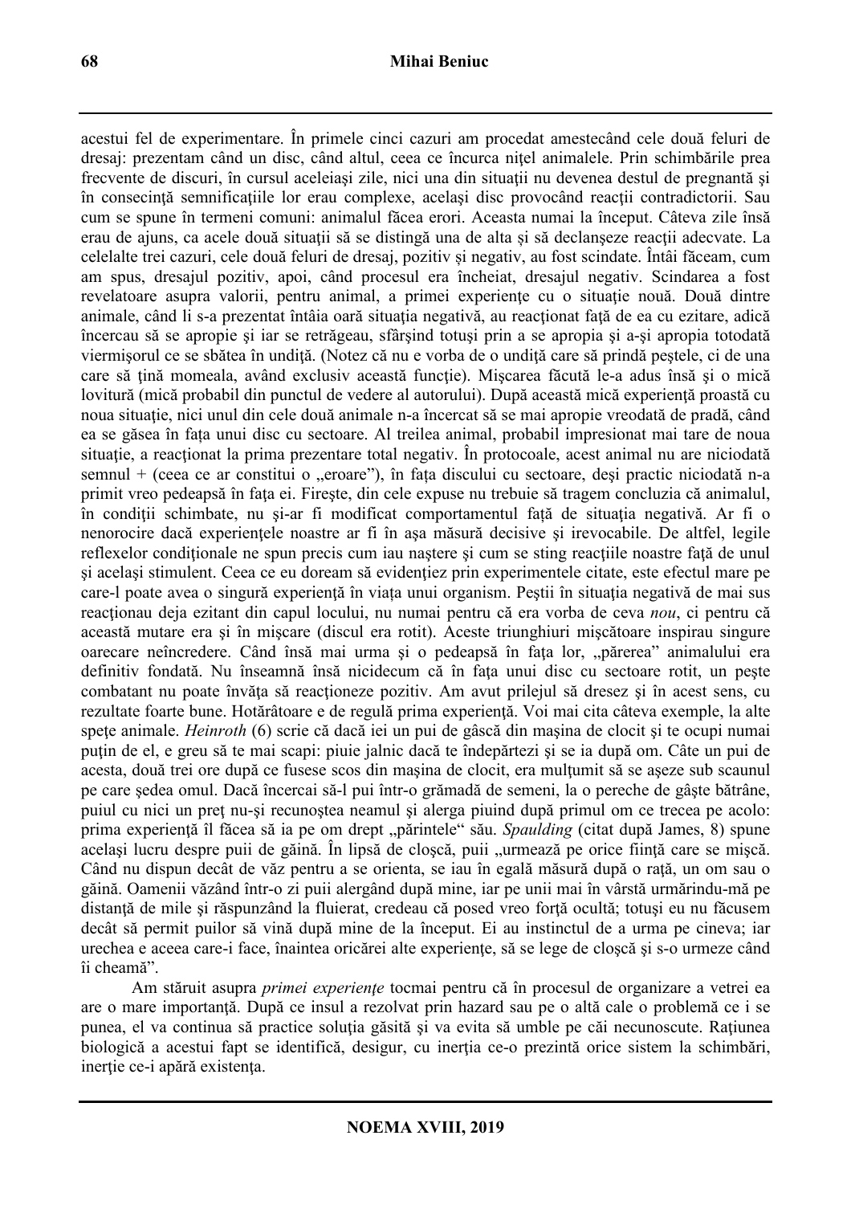acestui fel de experimentare. În primele cinci cazuri am procedat amestecând cele două feluri de dresaj: prezentam când un disc, când altul, ceea ce încurca niţel animalele. Prin schimbările prea frecvente de discuri, în cursul aceleiaşi zile, nici una din situaţii nu devenea destul de pregnantă şi în consecinţă semnificaţiile lor erau complexe, acelaşi disc provocând reacţii contradictorii. Sau cum se spune în termeni comuni: animalul făcea erori. Aceasta numai la început. Câteva zile însă erau de ajuns, ca acele două situaţii să se distingă una de alta și să declanşeze reacţii adecvate. La celelalte trei cazuri, cele două feluri de dresaj, pozitiv și negativ, au fost scindate. Întâi făceam, cum am spus, dresajul pozitiv, apoi, când procesul era încheiat, dresajul negativ. Scindarea a fost revelatoare asupra valorii, pentru animal, a primei experienţe cu o situaţie nouă. Două dintre animale, când li s-a prezentat întâia oară situaţia negativă, au reacţionat faţă de ea cu ezitare, adică încercau să se apropie şi iar se retrăgeau, sfârşind totuşi prin a se apropia şi a-şi apropia totodată viermişorul ce se sbătea în undiţă. (Notez că nu e vorba de o undiţă care să prindă peştele, ci de una care să ţină momeala, având exclusiv această funcţie). Mişcarea făcută le-a adus însă şi o mică lovitură (mică probabil din punctul de vedere al autorului). După această mică experienţă proastă cu noua situaţie, nici unul din cele două animale n-a încercat să se mai apropie vreodată de pradă, când ea se găsea în faţa unui disc cu sectoare. Al treilea animal, probabil impresionat mai tare de noua situaţie, a reacţionat la prima prezentare total negativ. În protocoale, acest animal nu are niciodată semnul + (ceea ce ar constitui o „eroare"), în faţa discului cu sectoare, deşi practic niciodată n-a primit vreo pedeapsă în faţa ei. Fireşte, din cele expuse nu trebuie să tragem concluzia că animalul, în condiţii schimbate, nu şi-ar fi modificat comportamentul faţă de situaţia negativă. Ar fi o nenorocire dacă experienţele noastre ar fi în aşa măsură decisive şi irevocabile. De altfel, legile reflexelor condiţionale ne spun precis cum iau naştere şi cum se sting reacţiile noastre faţă de unul şi acelaşi stimulent. Ceea ce eu doream să evidenţiez prin experimentele citate, este efectul mare pe care-l poate avea o singură experienţă în viaţa unui organism. Peştii în situaţia negativă de mai sus reacţionau deja ezitant din capul locului, nu numai pentru că era vorba de ceva *nou*, ci pentru că această mutare era şi în mişcare (discul era rotit). Aceste triunghiuri mişcătoare inspirau singure oarecare neîncredere. Când însă mai urma şi o pedeapsă în faţa lor, „părerea" animalului era definitiv fondată. Nu înseamnă însă nicidecum că în faţa unui disc cu sectoare rotit, un peşte combatant nu poate învăţa să reacţioneze pozitiv. Am avut prilejul să dresez şi în acest sens, cu rezultate foarte bune. Hotărâtoare e de regulă prima experienţă. Voi mai cita câteva exemple, la alte speţe animale. *Heinroth* (6) scrie că dacă iei un pui de gâscă din maşina de clocit şi te ocupi numai puţin de el, e greu să te mai scapi: piuie jalnic dacă te îndepărtezi şi se ia după om. Câte un pui de acesta, două trei ore după ce fusese scos din maşina de clocit, era mulţumit să se aşeze sub scaunul pe care şedea omul. Dacă încercai să-l pui într-o grămadă de semeni, la o pereche de gâşte bătrâne, puiul cu nici un preţ nu-şi recunoştea neamul şi alerga piuind după primul om ce trecea pe acolo: prima experienţă îl făcea să ia pe om drept „părintele" său. *Spaulding* (citat după James, 8) spune acelaşi lucru despre puii de găină. În lipsă de cloşcă, puii „urmează pe orice fiinţă care se mişcă. Când nu dispun decât de văz pentru a se orienta, se iau în egală măsură după o raţă, un om sau o găină. Oamenii văzând într-o zi puii alergând după mine, iar pe unii mai în vârstă urmărindu-mă pe distanţă de mile şi răspunzând la fluierat, credeau că posed vreo forţă ocultă; totuşi eu nu făcusem decât să permit puilor să vină după mine de la început. Ei au instinctul de a urma pe cineva; iar urechea e aceea care-i face, înaintea oricărei alte experienţe, să se lege de cloşcă şi s-o urmeze când îi cheamă".

Am stăruit asupra *primei experienţe* tocmai pentru că în procesul de organizare a vetrei ea are o mare importanţă. După ce insul a rezolvat prin hazard sau pe o altă cale o problemă ce i se punea, el va continua să practice soluţia găsită şi va evita să umble pe căi necunoscute. Raţiunea biologică a acestui fapt se identifică, desigur, cu inerţia ce-o prezintă orice sistem la schimbări, inerţie ce-i apără existenţa.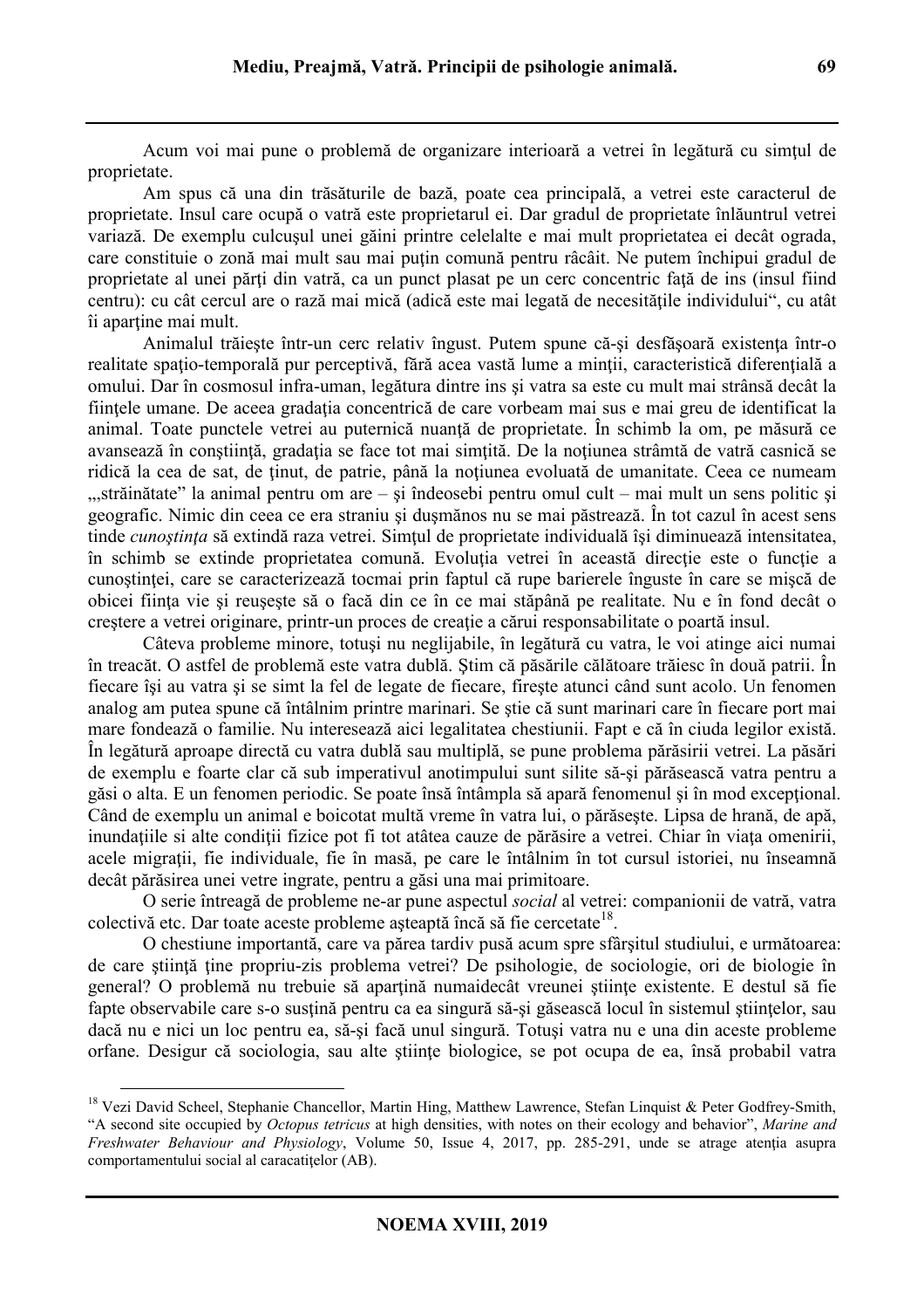Acum voi mai pune o problemă de organizare interioară a vetrei în legătură cu simţul de proprietate.

Am spus că una din trăsăturile de bază, poate cea principală, a vetrei este caracterul de proprietate. Insul care ocupă o vatră este proprietarul ei. Dar gradul de proprietate înlăuntrul vetrei variază. De exemplu culcuşul unei găini printre celelalte e mai mult proprietatea ei decât ograda, care constituie o zonă mai mult sau mai puţin comună pentru râcâit. Ne putem închipui gradul de proprietate al unei părţi din vatră, ca un punct plasat pe un cerc concentric faţă de ins (insul fiind centru): cu cât cercul are o rază mai mică (adică este mai legată de necesităţile individului", cu atât îi aparţine mai mult.

Animalul trăieşte într-un cerc relativ îngust. Putem spune că-şi desfăşoară existenţa într-o realitate spaţio-temporală pur perceptivă, fără acea vastă lume a minţii, caracteristică diferenţială a omului. Dar în cosmosul infra-uman, legătura dintre ins şi vatra sa este cu mult mai strânsă decât la fiinţele umane. De aceea gradaţia concentrică de care vorbeam mai sus e mai greu de identificat la animal. Toate punctele vetrei au puternică nuanţă de proprietate. În schimb la om, pe măsură ce avansează în conştiinţă, gradaţia se face tot mai simţită. De la noţiunea strâmtă de vatră casnică se ridică la cea de sat, de ţinut, de patrie, până la noţiunea evoluată de umanitate. Ceea ce numeam „„străinătate" la animal pentru om are – şi îndeosebi pentru omul cult – mai mult un sens politic şi geografic. Nimic din ceea ce era straniu şi duşmănos nu se mai păstrează. În tot cazul în acest sens tinde *cunoştinţa* să extindă raza vetrei. Simţul de proprietate individuală îşi diminuează intensitatea, în schimb se extinde proprietatea comună. Evoluţia vetrei în această direcţie este o funcţie a cunoştinţei, care se caracterizează tocmai prin faptul că rupe barierele înguste în care se mişcă de obicei fiinţa vie şi reuşeşte să o facă din ce în ce mai stăpână pe realitate. Nu e în fond decât o creştere a vetrei originare, printr-un proces de creaţie a cărui responsabilitate o poartă insul.

Câteva probleme minore, totuşi nu neglijabile, în legătură cu vatra, le voi atinge aici numai în treacăt. O astfel de problemă este vatra dublă. Ştim că păsările călătoare trăiesc în două patrii. În fiecare îşi au vatra şi se simt la fel de legate de fiecare, fireşte atunci când sunt acolo. Un fenomen analog am putea spune că întâlnim printre marinari. Se ştie că sunt marinari care în fiecare port mai mare fondează o familie. Nu interesează aici legalitatea chestiunii. Fapt e că în ciuda legilor există. În legătură aproape directă cu vatra dublă sau multiplă, se pune problema părăsirii vetrei. La păsări de exemplu e foarte clar că sub imperativul anotimpului sunt silite să-şi părăsească vatra pentru a găsi o alta. E un fenomen periodic. Se poate însă întâmpla să apară fenomenul şi în mod excepţional. Când de exemplu un animal e boicotat multă vreme în vatra lui, o părăseşte. Lipsa de hrană, de apă, inundaţiile si alte condiţii fizice pot fi tot atâtea cauze de părăsire a vetrei. Chiar în viaţa omenirii, acele migraţii, fie individuale, fie în masă, pe care le întâlnim în tot cursul istoriei, nu înseamnă decât părăsirea unei vetre ingrate, pentru a găsi una mai primitoare.

O serie întreagă de probleme ne-ar pune aspectul *social* al vetrei: companionii de vatră, vatra colectivă etc. Dar toate aceste probleme aşteaptă încă să fie cercetate[18].

O chestiune importantă, care va părea tardiv pusă acum spre sfârşitul studiului, e următoarea: de care ştiinţă ţine propriu-zis problema vetrei? De psihologie, de sociologie, ori de biologie în general? O problemă nu trebuie să aparţină numaidecât vreunei ştiinţe existente. E destul să fie fapte observabile care s-o susţină pentru ca ea singură să-şi găsească locul în sistemul ştiinţelor, sau dacă nu e nici un loc pentru ea, să-şi facă unul singură. Totuşi vatra nu e una din aceste probleme orfane. Desigur că sociologia, sau alte ştiinţe biologice, se pot ocupa de ea, însă probabil vatra

---

[18] Vezi David Scheel, Stephanie Chancellor, Martin Hing, Matthew Lawrence, Stefan Linquist & Peter Godfrey-Smith, "A second site occupied by *Octopus tetricus* at high densities, with notes on their ecology and behavior", *Marine and Freshwater Behaviour and Physiology*, Volume 50, Issue 4, 2017, pp. 285-291, unde se atrage atenţia asupra comportamentului social al caracatiţelor (AB).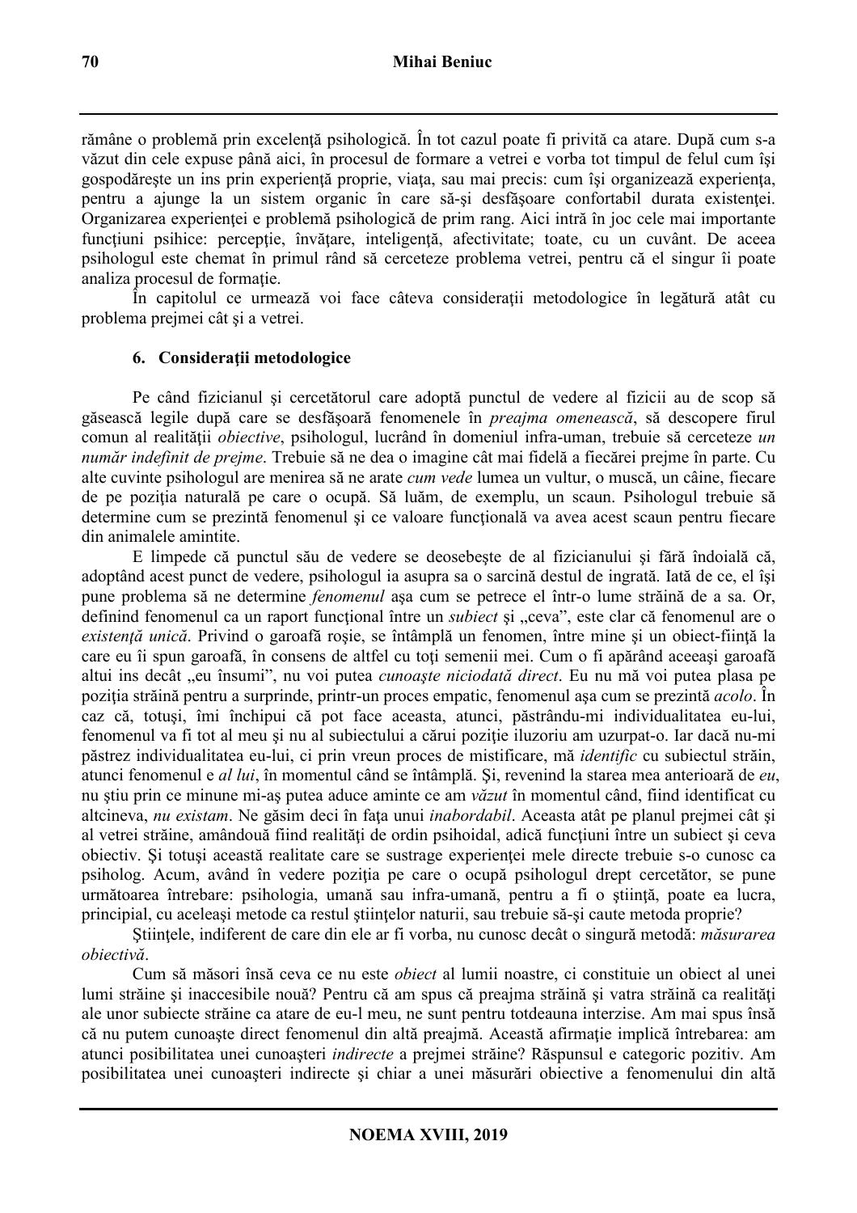rămâne o problemă prin excelenţă psihologică. În tot cazul poate fi privită ca atare. După cum s-a văzut din cele expuse până aici, în procesul de formare a vetrei e vorba tot timpul de felul cum îşi gospodăreşte un ins prin experienţă proprie, viaţa, sau mai precis: cum îşi organizează experienţa, pentru a ajunge la un sistem organic în care să-şi desfăşoare confortabil durata existenţei. Organizarea experienţei e problemă psihologică de prim rang. Aici intră în joc cele mai importante funcţiuni psihice: percepţie, învăţare, inteligenţă, afectivitate; toate, cu un cuvânt. De aceea psihologul este chemat în primul rând să cerceteze problema vetrei, pentru că el singur îi poate analiza procesul de formaţie.

În capitolul ce urmează voi face câteva consideraţii metodologice în legătură atât cu problema prejmei cât şi a vetrei.

### 6. Consideraţii metodologice

Pe când fizicianul şi cercetătorul care adoptă punctul de vedere al fizicii au de scop să găsească legile după care se desfăşoară fenomenele în *preajma omenească*, să descopere firul comun al realităţii *obiective*, psihologul, lucrând în domeniul infra-uman, trebuie să cerceteze *un număr indefinit de prejme*. Trebuie să ne dea o imagine cât mai fidelă a fiecărei prejme în parte. Cu alte cuvinte psihologul are menirea să ne arate *cum vede* lumea un vultur, o muscă, un câine, fiecare de pe poziţia naturală pe care o ocupă. Să luăm, de exemplu, un scaun. Psihologul trebuie să determine cum se prezintă fenomenul şi ce valoare funcţională va avea acest scaun pentru fiecare din animalele amintite.

E limpede că punctul său de vedere se deosebeşte de al fizicianului şi fără îndoială că, adoptând acest punct de vedere, psihologul ia asupra sa o sarcină destul de ingrată. Iată de ce, el îşi pune problema să ne determine *fenomenul* aşa cum se petrece el într-o lume străină de a sa. Or, definind fenomenul ca un raport funcţional între un *subiect* şi „ceva", este clar că fenomenul are o *existenţă unică*. Privind o garoafă roşie, se întâmplă un fenomen, între mine şi un obiect-fiinţă la care eu îi spun garoafă, în consens de altfel cu toţi semenii mei. Cum o fi apărând aceeaşi garoafă altui ins decât „eu însumi", nu voi putea *cunoaşte niciodată direct*. Eu nu mă voi putea plasa pe poziţia străină pentru a surprinde, printr-un proces empatic, fenomenul aşa cum se prezintă *acolo*. În caz că, totuşi, îmi închipui că pot face aceasta, atunci, păstrându-mi individualitatea eu-lui, fenomenul va fi tot al meu şi nu al subiectului a cărui poziţie iluzoriu am uzurpat-o. Iar dacă nu-mi păstrez individualitatea eu-lui, ci prin vreun proces de mistificare, mă *identific* cu subiectul străin, atunci fenomenul e *al lui*, în momentul când se întâmplă. Şi, revenind la starea mea anterioară de *eu*, nu ştiu prin ce minune mi-aş putea aduce aminte ce am *văzut* în momentul când, fiind identificat cu altcineva, *nu existam*. Ne găsim deci în faţa unui *inabordabil*. Aceasta atât pe planul prejmei cât şi al vetrei străine, amândouă fiind realităţi de ordin psihoidal, adică funcţiuni între un subiect şi ceva obiectiv. Şi totuşi această realitate care se sustrage experienţei mele directe trebuie s-o cunosc ca psiholog. Acum, având în vedere poziţia pe care o ocupă psihologul drept cercetător, se pune următoarea întrebare: psihologia, umană sau infra-umană, pentru a fi o ştiinţă, poate ea lucra, principial, cu aceleaşi metode ca restul ştiinţelor naturii, sau trebuie să-şi caute metoda proprie?

Ştiinţele, indiferent de care din ele ar fi vorba, nu cunosc decât o singură metodă: *măsurarea obiectivă*.

Cum să măsori însă ceva ce nu este *obiect* al lumii noastre, ci constituie un obiect al unei lumi străine şi inaccesibile nouă? Pentru că am spus că preajma străină şi vatra străină ca realităţi ale unor subiecte străine ca atare de eu-l meu, ne sunt pentru totdeauna interzise. Am mai spus însă că nu putem cunoaşte direct fenomenul din altă preajmă. Această afirmaţie implică întrebarea: am atunci posibilitatea unei cunoaşteri *indirecte* a prejmei străine? Răspunsul e categoric pozitiv. Am posibilitatea unei cunoaşteri indirecte şi chiar a unei măsurări obiective a fenomenului din altă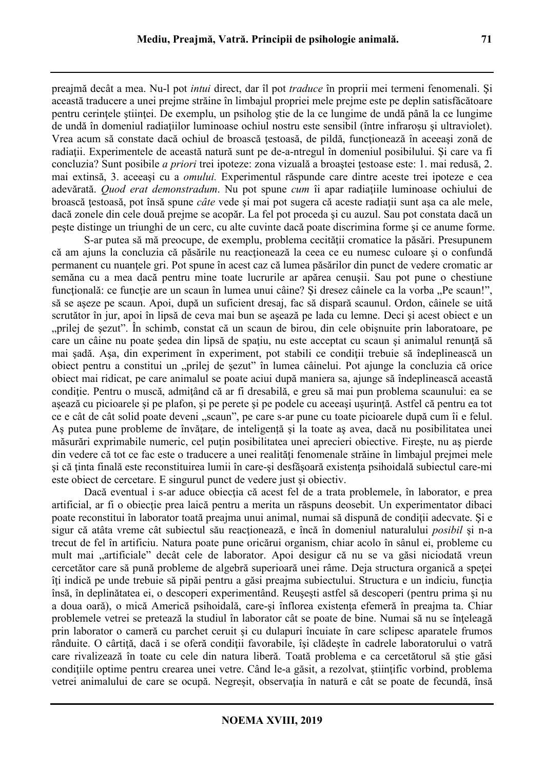preajmă decât a mea. Nu-l pot *intui* direct, dar îl pot *traduce* în proprii mei termeni fenomenali. Şi această traducere a unei prejme străine în limbajul propriei mele prejme este pe deplin satisfăcătoare pentru cerinţele ştiinţei. De exemplu, un psiholog ştie de la ce lungime de undă până la ce lungime de undă în domeniul radiaţiilor luminoase ochiul nostru este sensibil (între infraroşu şi ultraviolet). Vrea acum să constate dacă ochiul de broască ţestoasă, de pildă, funcţionează în aceeaşi zonă de radiaţii. Experimentele de această natură sunt pe de-a-ntregul în domeniul posibilului. Şi care va fi concluzia? Sunt posibile *a priori* trei ipoteze: zona vizuală a broaştei ţestoase este: 1. mai redusă, 2. mai extinsă, 3. aceeaşi cu a *omului*. Experimentul răspunde care dintre aceste trei ipoteze e cea adevărată. *Quod erat demonstradum*. Nu pot spune *cum* îi apar radiaţiile luminoase ochiului de broască ţestoasă, pot însă spune *câte* vede şi mai pot sugera că aceste radiaţii sunt aşa ca ale mele, dacă zonele din cele două prejme se acopăr. La fel pot proceda şi cu auzul. Sau pot constata dacă un peşte distinge un triunghi de un cerc, cu alte cuvinte dacă poate discrimina forme şi ce anume forme.

S-ar putea să mă preocupe, de exemplu, problema cecităţii cromatice la păsări. Presupunem că am ajuns la concluzia că păsările nu reacţionează la ceea ce eu numesc culoare şi o confundă permanent cu nuanţele gri. Pot spune în acest caz că lumea păsărilor din punct de vedere cromatic ar semăna cu a mea dacă pentru mine toate lucrurile ar apărea cenuşii. Sau pot pune o chestiune funcţională: ce funcţie are un scaun în lumea unui câine? Şi dresez câinele ca la vorba „Pe scaun!", să se aşeze pe scaun. Apoi, după un suficient dresaj, fac să dispară scaunul. Ordon, câinele se uită scrutător în jur, apoi în lipsă de ceva mai bun se aşează pe lada cu lemne. Deci şi acest obiect e un „prilej de şezut". În schimb, constat că un scaun de birou, din cele obişnuite prin laboratoare, pe care un câine nu poate şedea din lipsă de spaţiu, nu este acceptat cu scaun şi animalul renunţă să mai şadă. Aşa, din experiment în experiment, pot stabili ce condiţii trebuie să îndeplinească un obiect pentru a constitui un „prilej de şezut" în lumea câinelui. Pot ajunge la concluzia că orice obiect mai ridicat, pe care animalul se poate aciui după maniera sa, ajunge să îndeplinească această condiţie. Pentru o muscă, admiţând că ar fi dresabilă, e greu să mai pun problema scaunului: ea se aşează cu picioarele şi pe plafon, şi pe perete şi pe podele cu aceeaşi uşurinţă. Astfel că pentru ea tot ce e cât de cât solid poate deveni „scaun", pe care s-ar pune cu toate picioarele după cum îi e felul. Aş putea pune probleme de învăţare, de inteligenţă şi la toate aş avea, dacă nu posibilitatea unei măsurări exprimabile numeric, cel puţin posibilitatea unei aprecieri obiective. Fireşte, nu aş pierde din vedere că tot ce fac este o traducere a unei realităţi fenomenale străine în limbajul prejmei mele şi că ţinta finală este reconstituirea lumii în care-şi desfăşoară existenţa psihoidală subiectul care-mi este obiect de cercetare. E singurul punct de vedere just şi obiectiv.

Dacă eventual i s-ar aduce obiecţia că acest fel de a trata problemele, în laborator, e prea artificial, ar fi o obiecţie prea laică pentru a merita un răspuns deosebit. Un experimentator dibaci poate reconstitui în laborator toată preajma unui animal, numai să dispună de condiţii adecvate. Şi e sigur că atâta vreme cât subiectul său reacţionează, e încă în domeniul naturalului *posibil* şi n-a trecut de fel în artificiu. Natura poate pune oricărui organism, chiar acolo în sânul ei, probleme cu mult mai „artificiale" decât cele de laborator. Apoi desigur că nu se va găsi niciodată vreun cercetător care să pună probleme de algebră superioară unei râme. Deja structura organică a speţei îţi indică pe unde trebuie să pipăi pentru a găsi preajma subiectului. Structura e un indiciu, funcţia însă, în deplinătatea ei, o descoperi experimentând. Reuşeşti astfel să descoperi (pentru prima şi nu a doua oară), o mică Americă psihoidală, care-şi înflorea existenţa efemeră în preajma ta. Chiar problemele vetrei se pretează la studiul în laborator cât se poate de bine. Numai să nu se înţeleagă prin laborator o cameră cu parchet ceruit şi cu dulapuri încuiate în care sclipesc aparatele frumos rânduite. O cârtiţă, dacă i se oferă condiţii favorabile, îşi clădeşte în cadrele laboratorului o vatră care rivalizează în toate cu cele din natura liberă. Toată problema e ca cercetătorul să ştie găsi condiţiile optime pentru crearea unei vetre. Când le-a găsit, a rezolvat, ştiinţific vorbind, problema vetrei animalului de care se ocupă. Negreşit, observaţia în natură e cât se poate de fecundă, însă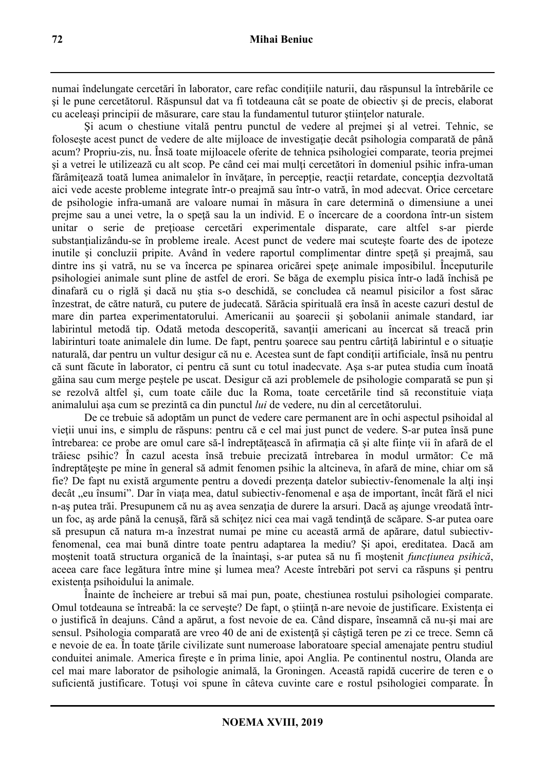numai îndelungate cercetări în laborator, care refac condiţiile naturii, dau răspunsul la întrebările ce şi le pune cercetătorul. Răspunsul dat va fi totdeauna cât se poate de obiectiv şi de precis, elaborat cu aceleaşi principii de măsurare, care stau la fundamentul tuturor ştiinţelor naturale.

Şi acum o chestiune vitală pentru punctul de vedere al prejmei şi al vetrei. Tehnic, se foloseşte acest punct de vedere de alte mijloace de investigaţie decât psihologia comparată de până acum? Propriu-zis, nu. Însă toate mijloacele oferite de tehnica psihologiei comparate, teoria prejmei şi a vetrei le utilizează cu alt scop. Pe când cei mai mulţi cercetători în domeniul psihic infra-uman fărâmiţează toată lumea animalelor în învăţare, în percepţie, reacţii retardate, concepţia dezvoltată aici vede aceste probleme integrate într-o preajmă sau într-o vatră, în mod adecvat. Orice cercetare de psihologie infra-umană are valoare numai în măsura în care determină o dimensiune a unei prejme sau a unei vetre, la o speţă sau la un individ. E o încercare de a coordona într-un sistem unitar o serie de preţioase cercetări experimentale disparate, care altfel s-ar pierde substanţializându-se în probleme ireale. Acest punct de vedere mai scuteşte foarte des de ipoteze inutile şi concluzii pripite. Având în vedere raportul complimentar dintre speţă şi preajmă, sau dintre ins şi vatră, nu se va încerca pe spinarea oricărei speţe animale imposibilul. Începuturile psihologiei animale sunt pline de astfel de erori. Se băga de exemplu pisica într-o ladă închisă pe dinafară cu o riglă şi dacă nu ştia s-o deschidă, se concludea că neamul pisicilor a fost sărac înzestrat, de către natură, cu putere de judecată. Sărăcia spirituală era însă în aceste cazuri destul de mare din partea experimentatorului. Americanii au şoarecii şi şobolanii animale standard, iar labirintul metodă tip. Odată metoda descoperită, savanţii americani au încercat să treacă prin labirinturi toate animalele din lume. De fapt, pentru şoarece sau pentru cârtiţă labirintul e o situaţie naturală, dar pentru un vultur desigur că nu e. Acestea sunt de fapt condiţii artificiale, însă nu pentru că sunt făcute în laborator, ci pentru că sunt cu totul inadecvate. Aşa s-ar putea studia cum înoată găina sau cum merge peştele pe uscat. Desigur că azi problemele de psihologie comparată se pun şi se rezolvă altfel şi, cum toate căile duc la Roma, toate cercetările tind să reconstituie viaţa animalului aşa cum se prezintă ca din punctul *lui* de vedere, nu din al cercetătorului.

De ce trebuie să adoptăm un punct de vedere care permanent are în ochi aspectul psihoidal al vieţii unui ins, e simplu de răspuns: pentru că e cel mai just punct de vedere. S-ar putea însă pune întrebarea: ce probe are omul care să-l îndreptăţească în afirmaţia că şi alte fiinţe vii în afară de el trăiesc psihic? În cazul acesta însă trebuie precizată întrebarea în modul următor: Ce mă îndreptăţeşte pe mine în general să admit fenomen psihic la altcineva, în afară de mine, chiar om să fie? De fapt nu există argumente pentru a dovedi prezenţa datelor subiectiv-fenomenale la alţi inşi decât „eu însumi”. Dar în viaţa mea, datul subiectiv-fenomenal e aşa de important, încât fără el nici n-aş putea trăi. Presupunem că nu aş avea senzaţia de durere la arsuri. Dacă aş ajunge vreodată într-un foc, aş arde până la cenuşă, fără să schiţez nici cea mai vagă tendinţă de scăpare. S-ar putea oare să presupun că natura m-a înzestrat numai pe mine cu această armă de apărare, datul subiectiv-fenomenal, cea mai bună dintre toate pentru adaptarea la mediu? Şi apoi, ereditatea. Dacă am moştenit toată structura organică de la înaintaşi, s-ar putea să nu fi moştenit *funcţiunea psihică*, aceea care face legătura între mine şi lumea mea? Aceste întrebări pot servi ca răspuns şi pentru existenţa psihoidului la animale.

Înainte de încheiere ar trebui să mai pun, poate, chestiunea rostului psihologiei comparate. Omul totdeauna se întreabă: la ce serveşte? De fapt, o ştiinţă n-are nevoie de justificare. Existenţa ei o justifică în deajuns. Când a apărut, a fost nevoie de ea. Când dispare, înseamnă că nu-şi mai are sensul. Psihologia comparată are vreo 40 de ani de existenţă şi câştigă teren pe zi ce trece. Semn că e nevoie de ea. În toate ţările civilizate sunt numeroase laboratoare special amenajate pentru studiul conduitei animale. America fireşte e în prima linie, apoi Anglia. Pe continentul nostru, Olanda are cel mai mare laborator de psihologie animală, la Groningen. Această rapidă cucerire de teren e o suficientă justificare. Totuşi voi spune în câteva cuvinte care e rostul psihologiei comparate. În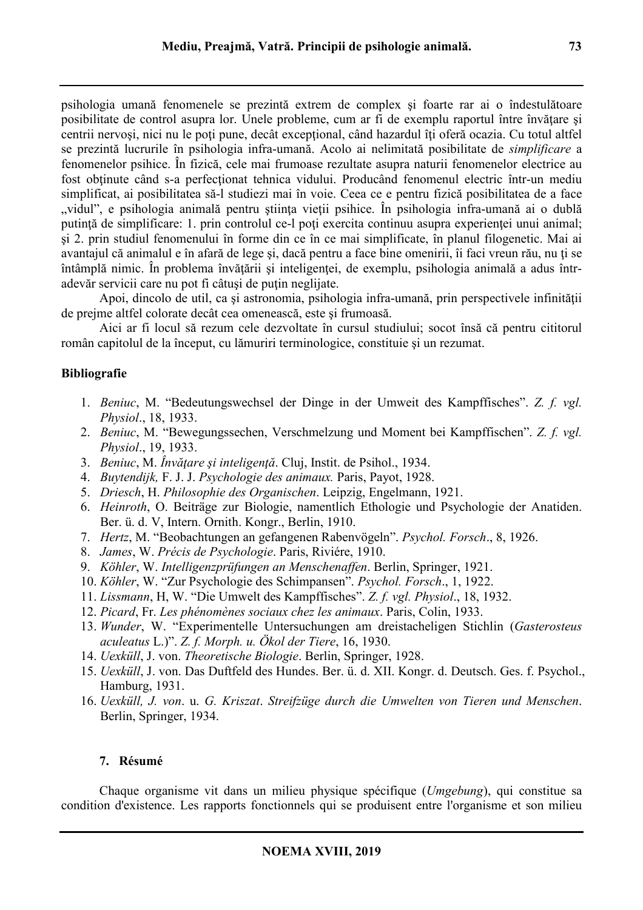psihologia umană fenomenele se prezintă extrem de complex şi foarte rar ai o îndestulătoare posibilitate de control asupra lor. Unele probleme, cum ar fi de exemplu raportul între învăţare şi centrii nervoşi, nici nu le poţi pune, decât excepţional, când hazardul îţi oferă ocazia. Cu totul altfel se prezintă lucrurile în psihologia infra-umană. Acolo ai nelimitată posibilitate de *simplificare* a fenomenelor psihice. În fizică, cele mai frumoase rezultate asupra naturii fenomenelor electrice au fost obţinute când s-a perfecţionat tehnica vidului. Producând fenomenul electric într-un mediu simplificat, ai posibilitatea să-l studiezi mai în voie. Ceea ce e pentru fizică posibilitatea de a face „vidul", e psihologia animală pentru ştiinţa vieţii psihice. În psihologia infra-umană ai o dublă putinţă de simplificare: 1. prin controlul ce-l poţi exercita continuu asupra experienţei unui animal; şi 2. prin studiul fenomenului în forme din ce în ce mai simplificate, în planul filogenetic. Mai ai avantajul că animalul e în afară de lege şi, dacă pentru a face bine omenirii, îi faci vreun rău, nu ţi se întâmplă nimic. În problema învăţării şi inteligenţei, de exemplu, psihologia animală a adus într-adevăr servicii care nu pot fi câtuşi de puţin neglijate.

Apoi, dincolo de util, ca şi astronomia, psihologia infra-umană, prin perspectivele infinităţii de prejme altfel colorate decât cea omenească, este şi frumoasă.

Aici ar fi locul să rezum cele dezvoltate în cursul studiului; socot însă că pentru cititorul român capitolul de la început, cu lămuriri terminologice, constituie şi un rezumat.

**Bibliografie**

1. *Beniuc*, M. "Bedeutungswechsel der Dinge in der Umweit des Kampffisches". *Z. f. vgl. Physiol*., 18, 1933.
2. *Beniuc*, M. "Bewegungssechen, Verschmelzung und Moment bei Kampffischen". *Z. f. vgl. Physiol*., 19, 1933.
3. *Beniuc*, M. *Învăţare şi inteligenţă*. Cluj, Instit. de Psihol., 1934.
4. *Buytendijk,* F. J. J. *Psychologie des animaux.* Paris, Payot, 1928.
5. *Driesch*, H. *Philosophie des Organischen*. Leipzig, Engelmann, 1921.
6. *Heinroth*, O. Beiträge zur Biologie, namentlich Ethologie und Psychologie der Anatiden. Ber. ü. d. V, Intern. Ornith. Kongr., Berlin, 1910.
7. *Hertz*, M. "Beobachtungen an gefangenen Rabenvögeln". *Psychol. Forsch*., 8, 1926.
8. *James*, W. *Précis de Psychologie*. Paris, Riviére, 1910.
9. *Köhler*, W. *Intelligenzprüfungen an Menschenaffen*. Berlin, Springer, 1921.
10. *Köhler*, W. "Zur Psychologie des Schimpansen". *Psychol. Forsch*., 1, 1922.
11. *Lissmann*, H, W. "Die Umwelt des Kampffisches". *Z. f. vgl. Physiol*., 18, 1932.
12. *Picard*, Fr. *Les phénomènes sociaux chez les animaux*. Paris, Colin, 1933.
13. *Wunder*, W. "Experimentelle Untersuchungen am dreistacheligen Stichlin (*Gasterosteus aculeatus* L.)". *Z. f. Morph. u. Ökol der Tiere*, 16, 1930.
14. *Uexküll*, J. von. *Theoretische Biologie*. Berlin, Springer, 1928.
15. *Uexküll*, J. von. Das Duftfeld des Hundes. Ber. ü. d. XII. Kongr. d. Deutsch. Ges. f. Psychol., Hamburg, 1931.
16. *Uexküll, J. von*. u. *G. Kriszat*. *Streifzüge durch die Umwelten von Tieren und Menschen*. Berlin, Springer, 1934.

### 7. Résumé

Chaque organisme vit dans un milieu physique spécifique (*Umgebung*), qui constitue sa condition d'existence. Les rapports fonctionnels qui se produisent entre l'organisme et son milieu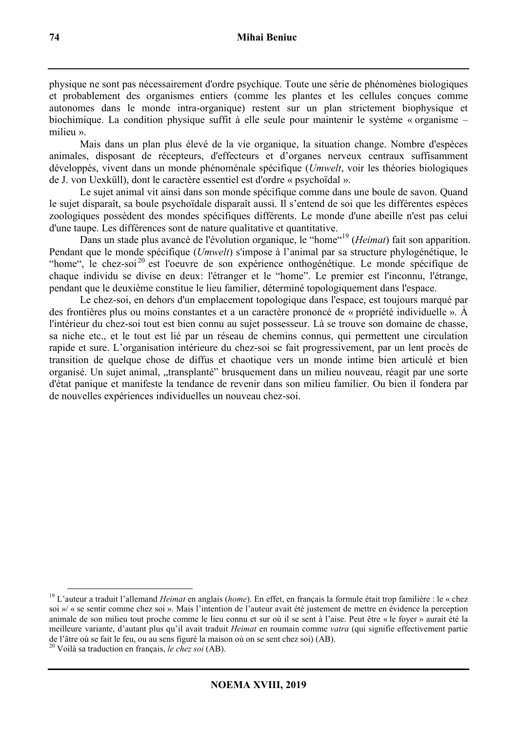physique ne sont pas nécessairement d'ordre psychique. Toute une série de phénomènes biologiques et probablement des organismes entiers (comme les plantes et les cellules conçues comme autonomes dans le monde intra-organique) restent sur un plan strictement biophysique et biochimique. La condition physique suffit à elle seule pour maintenir le système « organisme – milieu ».

Mais dans un plan plus élevé de la vie organique, la situation change. Nombre d'espèces animales, disposant de récepteurs, d'effecteurs et d'organes nerveux centraux suffisamment développés, vivent dans un monde phénoménale spécifique (*Umwelt*, voir les théories biologiques de J. von Uexküll), dont le caractère essentiel est d'ordre « psychoïdal ».

Le sujet animal vit ainsi dans son monde spécifique comme dans une boule de savon. Quand le sujet disparaît, sa boule psychoïdale disparaît aussi. Il s'entend de soi que les différentes espèces zoologiques possèdent des mondes spécifiques différents. Le monde d'une abeille n'est pas celui d'une taupe. Les différences sont de nature qualitative et quantitative.

Dans un stade plus avancé de l'évolution organique, le "home"[19] (*Heimat*) fait son apparition. Pendant que le monde spécifique (*Umwelt*) s'impose à l'animal par sa structure phylogénétique, le "home", le chez-soi[20] est l'oeuvre de son expérience onthogénétique. Le monde spécifique de chaque individu se divise en deux: l'étranger et le "home". Le premier est l'inconnu, l'étrange, pendant que le deuxième constitue le lieu familier, déterminé topologiquement dans l'espace.

Le chez-soi, en dehors d'un emplacement topologique dans l'espace, est toujours marqué par des frontières plus ou moins constantes et a un caractère prononcé de « propriété individuelle ». À l'intérieur du chez-soi tout est bien connu au sujet possesseur. Là se trouve son domaine de chasse, sa niche etc., et le tout est lié par un réseau de chemins connus, qui permettent une circulation rapide et sure. L'organisation intérieure du chez-soi se fait progressivement, par un lent procès de transition de quelque chose de diffus et chaotique vers un monde intime bien articulé et bien organisé. Un sujet animal, „transplanté" brusquement dans un milieu nouveau, réagit par une sorte d'état panique et manifeste la tendance de revenir dans son milieu familier. Ou bien il fondera par de nouvelles expériences individuelles un nouveau chez-soi.

---

[19] L'auteur a traduit l'allemand *Heimat* en anglais (*home*). En effet, en français la formule était trop familière : le « chez soi »/ « se sentir comme chez soi ». Mais l'intention de l'auteur avait été justement de mettre en évidence la perception animale de son milieu tout proche comme le lieu connu et sur où il se sent à l'aise. Peut être « le foyer » aurait été la meilleure variante, d'autant plus qu'il avait traduit *Heimat* en roumain comme *vatra* (qui signifie effectivement partie de l'âtre où se fait le feu, ou au sens figuré la maison où on se sent chez soi) (AB).

[20] Voilà sa traduction en français, *le chez soi* (AB).